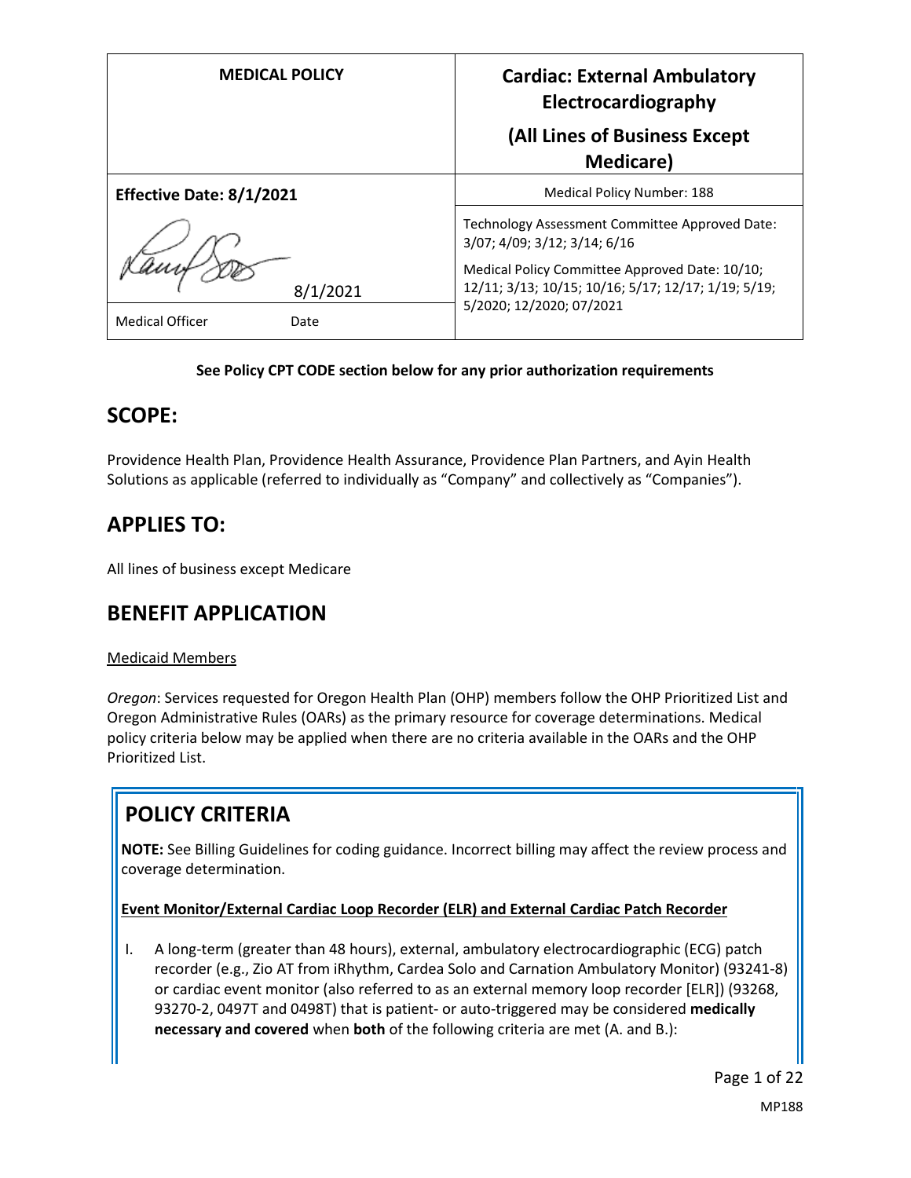| MEDICAL POLICY | Cardiac: External Ambulatory Electrocardiography (All Lines of Business Except Medicare) |
|---|---|
| **Effective Date: 8/1/2021** | Medical Policy Number: 188 |
| 8/1/2021 | Technology Assessment Committee Approved Date: 3/07; 4/09; 3/12; 3/14; 6/16<br><br>Medical Policy Committee Approved Date: 10/10; 12/11; 3/13; 10/15; 10/16; 5/17; 12/17; 1/19; 5/19; 5/2020; 12/2020; 07/2021 |
| Medical Officer Date | |

**See Policy CPT CODE section below for any prior authorization requirements**

## SCOPE:

Providence Health Plan, Providence Health Assurance, Providence Plan Partners, and Ayin Health Solutions as applicable (referred to individually as "Company" and collectively as "Companies").

## APPLIES TO:

All lines of business except Medicare

## BENEFIT APPLICATION

Medicaid Members

*Oregon*: Services requested for Oregon Health Plan (OHP) members follow the OHP Prioritized List and Oregon Administrative Rules (OARs) as the primary resource for coverage determinations. Medical policy criteria below may be applied when there are no criteria available in the OARs and the OHP Prioritized List.

## POLICY CRITERIA

**NOTE:** See Billing Guidelines for coding guidance. Incorrect billing may affect the review process and coverage determination.

**Event Monitor/External Cardiac Loop Recorder (ELR) and External Cardiac Patch Recorder**

I. A long-term (greater than 48 hours), external, ambulatory electrocardiographic (ECG) patch recorder (e.g., Zio AT from iRhythm, Cardea Solo and Carnation Ambulatory Monitor) (93241-8) or cardiac event monitor (also referred to as an external memory loop recorder [ELR]) (93268, 93270-2, 0497T and 0498T) that is patient- or auto-triggered may be considered **medically necessary and covered** when **both** of the following criteria are met (A. and B.):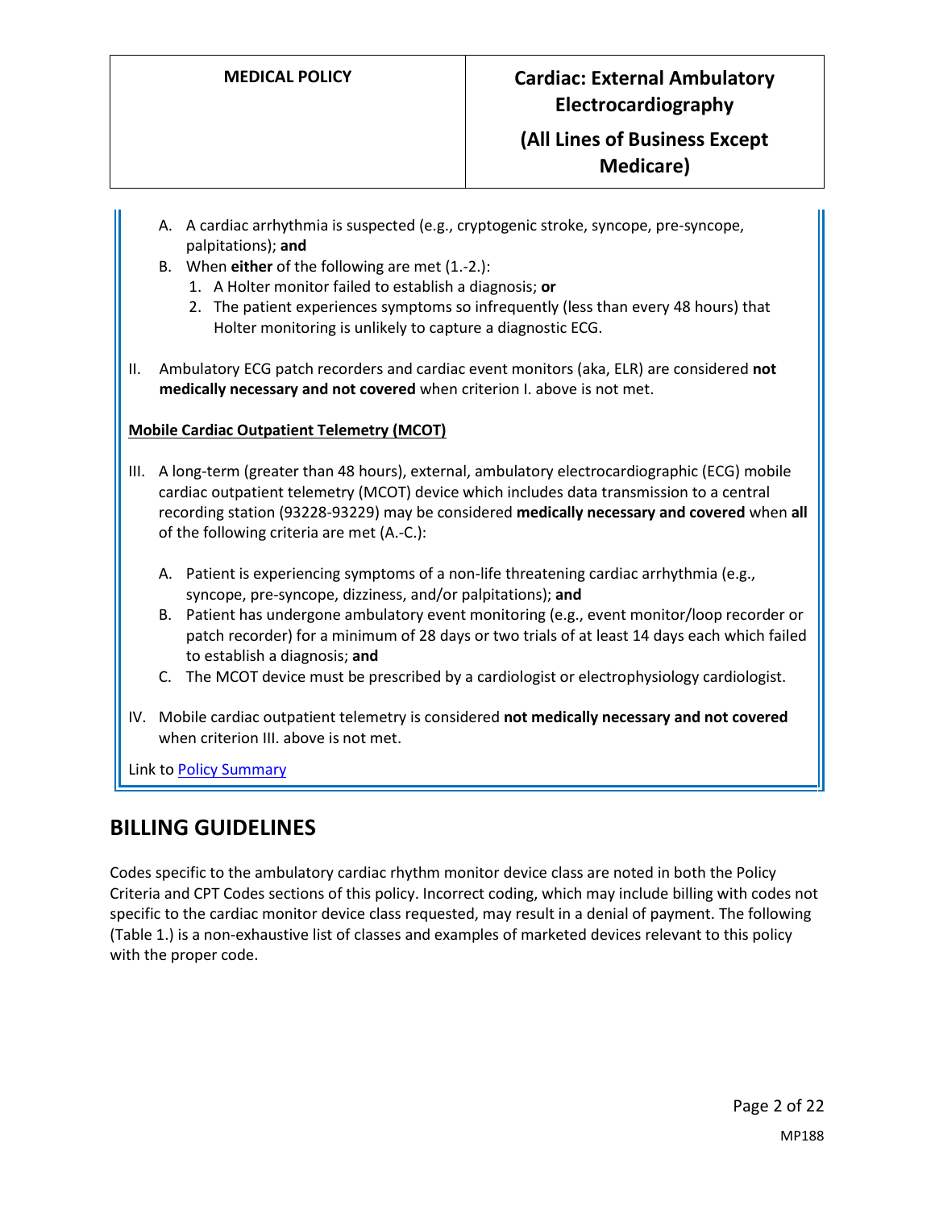A. A cardiac arrhythmia is suspected (e.g., cryptogenic stroke, syncope, pre-syncope, palpitations); **and**

B. When **either** of the following are met (1.-2.):
   1. A Holter monitor failed to establish a diagnosis; **or**
   2. The patient experiences symptoms so infrequently (less than every 48 hours) that Holter monitoring is unlikely to capture a diagnostic ECG.

II. Ambulatory ECG patch recorders and cardiac event monitors (aka, ELR) are considered **not medically necessary and not covered** when criterion I. above is not met.

**Mobile Cardiac Outpatient Telemetry (MCOT)**

III. A long-term (greater than 48 hours), external, ambulatory electrocardiographic (ECG) mobile cardiac outpatient telemetry (MCOT) device which includes data transmission to a central recording station (93228-93229) may be considered **medically necessary and covered** when **all** of the following criteria are met (A.-C.):

A. Patient is experiencing symptoms of a non-life threatening cardiac arrhythmia (e.g., syncope, pre-syncope, dizziness, and/or palpitations); **and**

B. Patient has undergone ambulatory event monitoring (e.g., event monitor/loop recorder or patch recorder) for a minimum of 28 days or two trials of at least 14 days each which failed to establish a diagnosis; **and**

C. The MCOT device must be prescribed by a cardiologist or electrophysiology cardiologist.

IV. Mobile cardiac outpatient telemetry is considered **not medically necessary and not covered** when criterion III. above is not met.

Link to Policy Summary

## BILLING GUIDELINES

Codes specific to the ambulatory cardiac rhythm monitor device class are noted in both the Policy Criteria and CPT Codes sections of this policy. Incorrect coding, which may include billing with codes not specific to the cardiac monitor device class requested, may result in a denial of payment. The following (Table 1.) is a non-exhaustive list of classes and examples of marketed devices relevant to this policy with the proper code.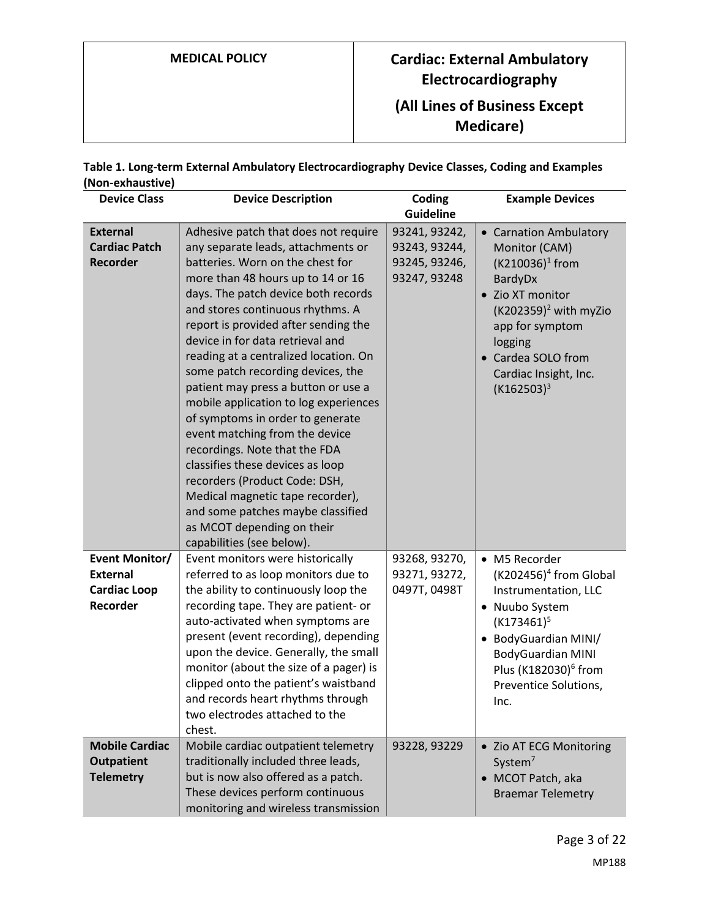**Table 1. Long-term External Ambulatory Electrocardiography Device Classes, Coding and Examples (Non-exhaustive)**

| Device Class | Device Description | Coding Guideline | Example Devices |
|---|---|---|---|
| **External Cardiac Patch Recorder** | Adhesive patch that does not require any separate leads, attachments or batteries. Worn on the chest for more than 48 hours up to 14 or 16 days. The patch device both records and stores continuous rhythms. A report is provided after sending the device in for data retrieval and reading at a centralized location. On some patch recording devices, the patient may press a button or use a mobile application to log experiences of symptoms in order to generate event matching from the device recordings. Note that the FDA classifies these devices as loop recorders (Product Code: DSH, Medical magnetic tape recorder), and some patches maybe classified as MCOT depending on their capabilities (see below). | 93241, 93242, 93243, 93244, 93245, 93246, 93247, 93248 | • Carnation Ambulatory Monitor (CAM) (K210036)[1] from BardyDx<br>• Zio XT monitor (K202359)[2] with myZio app for symptom logging<br>• Cardea SOLO from Cardiac Insight, Inc. (K162503)[3] |
| **Event Monitor/ External Cardiac Loop Recorder** | Event monitors were historically referred to as loop monitors due to the ability to continuously loop the recording tape. They are patient- or auto-activated when symptoms are present (event recording), depending upon the device. Generally, the small monitor (about the size of a pager) is clipped onto the patient's waistband and records heart rhythms through two electrodes attached to the chest. | 93268, 93270, 93271, 93272, 0497T, 0498T | • M5 Recorder (K202456)[4] from Global Instrumentation, LLC<br>• Nuubo System (K173461)[5]<br>• BodyGuardian MINI/ BodyGuardian MINI Plus (K182030)[6] from Preventice Solutions, Inc. |
| **Mobile Cardiac Outpatient Telemetry** | Mobile cardiac outpatient telemetry traditionally included three leads, but is now also offered as a patch. These devices perform continuous monitoring and wireless transmission | 93228, 93229 | • Zio AT ECG Monitoring System[7]<br>• MCOT Patch, aka Braemar Telemetry |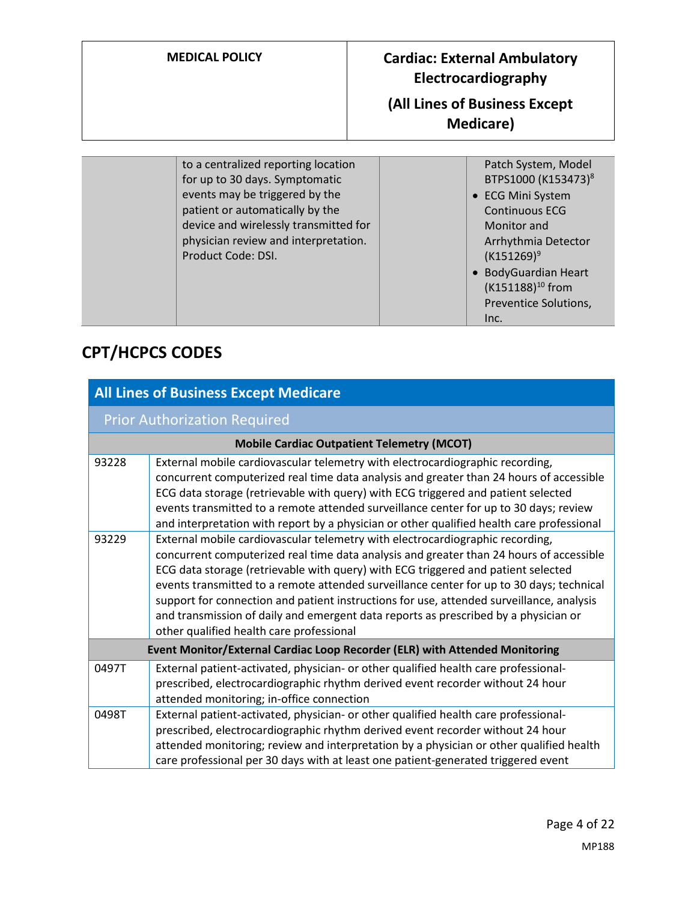| | | | |
|---|---|---|---|
| | to a centralized reporting location for up to 30 days. Symptomatic events may be triggered by the patient or automatically by the device and wirelessly transmitted for physician review and interpretation. Product Code: DSI. | | Patch System, Model BTPS1000 (K153473)[8]<br>• ECG Mini System Continuous ECG Monitor and Arrhythmia Detector (K151269)[9]<br>• BodyGuardian Heart (K151188)[10] from Preventice Solutions, Inc. |

## CPT/HCPCS CODES

| All Lines of Business Except Medicare | |
|---|---|
| **Prior Authorization Required** | |
| **Mobile Cardiac Outpatient Telemetry (MCOT)** | |
| 93228 | External mobile cardiovascular telemetry with electrocardiographic recording, concurrent computerized real time data analysis and greater than 24 hours of accessible ECG data storage (retrievable with query) with ECG triggered and patient selected events transmitted to a remote attended surveillance center for up to 30 days; review and interpretation with report by a physician or other qualified health care professional |
| 93229 | External mobile cardiovascular telemetry with electrocardiographic recording, concurrent computerized real time data analysis and greater than 24 hours of accessible ECG data storage (retrievable with query) with ECG triggered and patient selected events transmitted to a remote attended surveillance center for up to 30 days; technical support for connection and patient instructions for use, attended surveillance, analysis and transmission of daily and emergent data reports as prescribed by a physician or other qualified health care professional |
| **Event Monitor/External Cardiac Loop Recorder (ELR) with Attended Monitoring** | |
| 0497T | External patient-activated, physician- or other qualified health care professional-prescribed, electrocardiographic rhythm derived event recorder without 24 hour attended monitoring; in-office connection |
| 0498T | External patient-activated, physician- or other qualified health care professional-prescribed, electrocardiographic rhythm derived event recorder without 24 hour attended monitoring; review and interpretation by a physician or other qualified health care professional per 30 days with at least one patient-generated triggered event |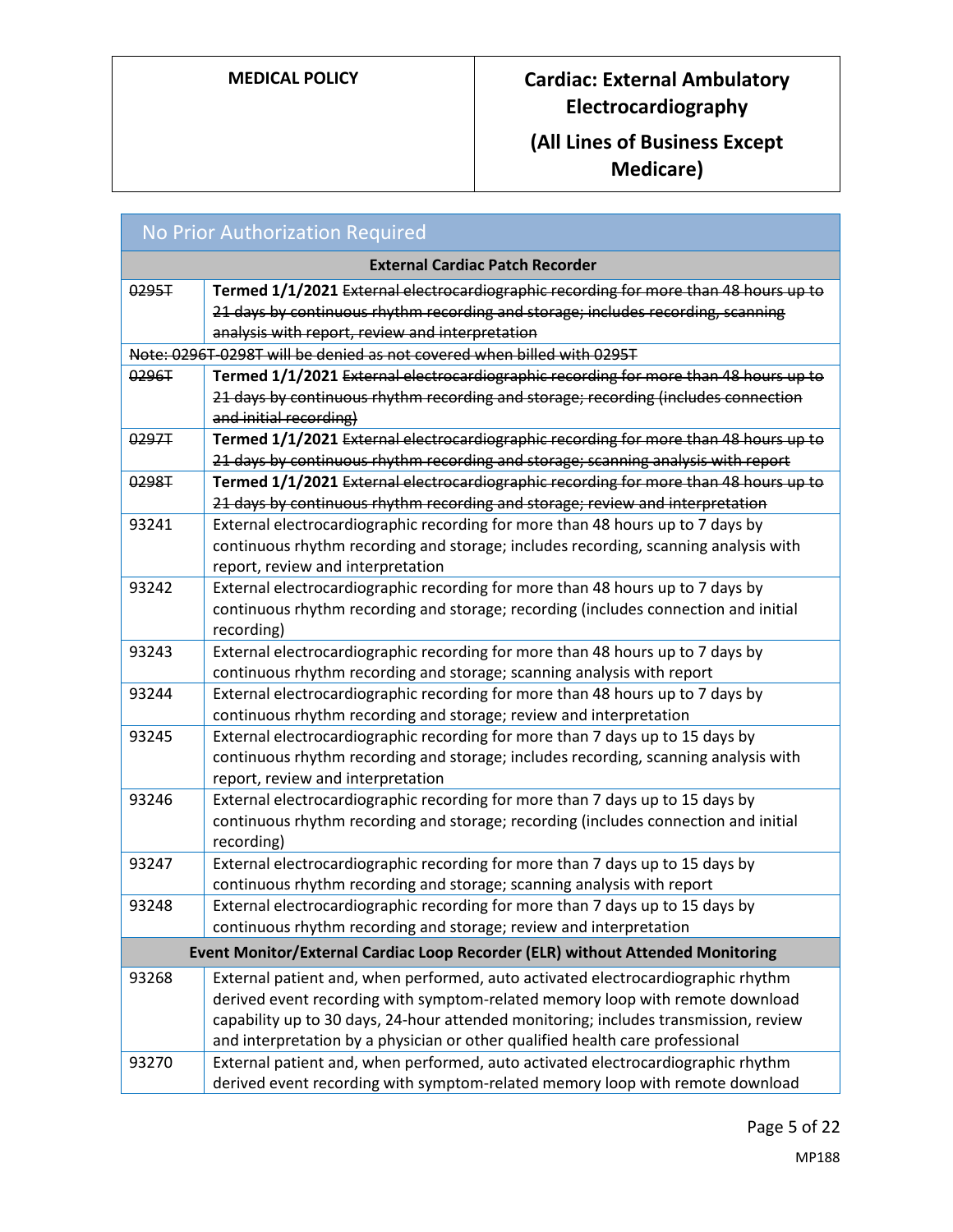| No Prior Authorization Required | |
|---|---|
| **External Cardiac Patch Recorder** | |
| ~~0295T~~ | **Termed 1/1/2021** ~~External electrocardiographic recording for more than 48 hours up to 21 days by continuous rhythm recording and storage; includes recording, scanning analysis with report, review and interpretation~~ |
| ~~Note: 0296T-0298T will be denied as not covered when billed with 0295T~~ | |
| ~~0296T~~ | **Termed 1/1/2021** ~~External electrocardiographic recording for more than 48 hours up to 21 days by continuous rhythm recording and storage; recording (includes connection and initial recording)~~ |
| ~~0297T~~ | **Termed 1/1/2021** ~~External electrocardiographic recording for more than 48 hours up to 21 days by continuous rhythm recording and storage; scanning analysis with report~~ |
| ~~0298T~~ | **Termed 1/1/2021** ~~External electrocardiographic recording for more than 48 hours up to 21 days by continuous rhythm recording and storage; review and interpretation~~ |
| 93241 | External electrocardiographic recording for more than 48 hours up to 7 days by continuous rhythm recording and storage; includes recording, scanning analysis with report, review and interpretation |
| 93242 | External electrocardiographic recording for more than 48 hours up to 7 days by continuous rhythm recording and storage; recording (includes connection and initial recording) |
| 93243 | External electrocardiographic recording for more than 48 hours up to 7 days by continuous rhythm recording and storage; scanning analysis with report |
| 93244 | External electrocardiographic recording for more than 48 hours up to 7 days by continuous rhythm recording and storage; review and interpretation |
| 93245 | External electrocardiographic recording for more than 7 days up to 15 days by continuous rhythm recording and storage; includes recording, scanning analysis with report, review and interpretation |
| 93246 | External electrocardiographic recording for more than 7 days up to 15 days by continuous rhythm recording and storage; recording (includes connection and initial recording) |
| 93247 | External electrocardiographic recording for more than 7 days up to 15 days by continuous rhythm recording and storage; scanning analysis with report |
| 93248 | External electrocardiographic recording for more than 7 days up to 15 days by continuous rhythm recording and storage; review and interpretation |
| **Event Monitor/External Cardiac Loop Recorder (ELR) without Attended Monitoring** | |
| 93268 | External patient and, when performed, auto activated electrocardiographic rhythm derived event recording with symptom-related memory loop with remote download capability up to 30 days, 24-hour attended monitoring; includes transmission, review and interpretation by a physician or other qualified health care professional |
| 93270 | External patient and, when performed, auto activated electrocardiographic rhythm derived event recording with symptom-related memory loop with remote download |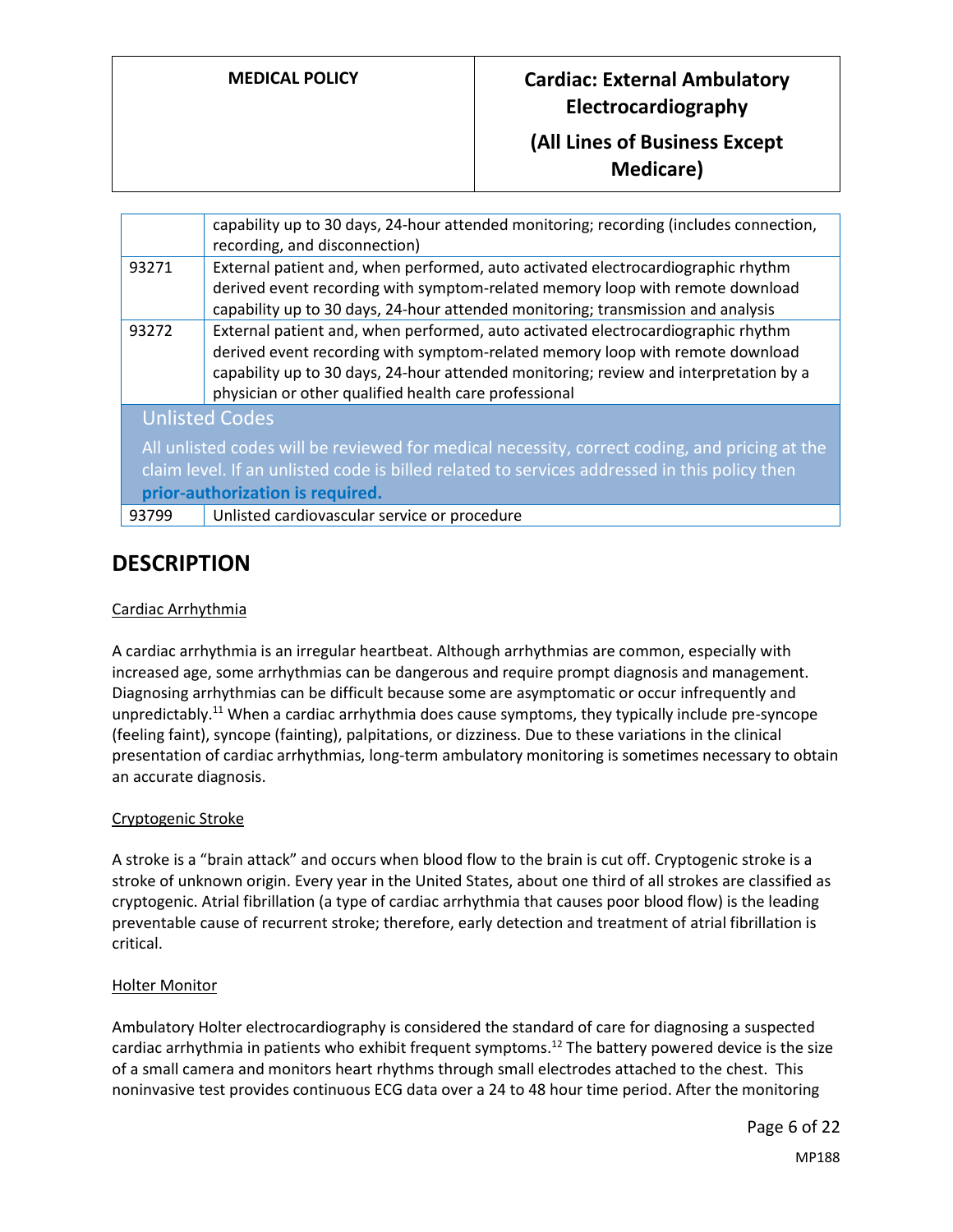|  |  |
|---|---|
|  | capability up to 30 days, 24-hour attended monitoring; recording (includes connection, recording, and disconnection) |
| 93271 | External patient and, when performed, auto activated electrocardiographic rhythm derived event recording with symptom-related memory loop with remote download capability up to 30 days, 24-hour attended monitoring; transmission and analysis |
| 93272 | External patient and, when performed, auto activated electrocardiographic rhythm derived event recording with symptom-related memory loop with remote download capability up to 30 days, 24-hour attended monitoring; review and interpretation by a physician or other qualified health care professional |
| **Unlisted Codes** All unlisted codes will be reviewed for medical necessity, correct coding, and pricing at the claim level. If an unlisted code is billed related to services addressed in this policy then **prior-authorization is required.** | |
| 93799 | Unlisted cardiovascular service or procedure |

## DESCRIPTION

Cardiac Arrhythmia

A cardiac arrhythmia is an irregular heartbeat. Although arrhythmias are common, especially with increased age, some arrhythmias can be dangerous and require prompt diagnosis and management. Diagnosing arrhythmias can be difficult because some are asymptomatic or occur infrequently and unpredictably.[11] When a cardiac arrhythmia does cause symptoms, they typically include pre-syncope (feeling faint), syncope (fainting), palpitations, or dizziness. Due to these variations in the clinical presentation of cardiac arrhythmias, long-term ambulatory monitoring is sometimes necessary to obtain an accurate diagnosis.

Cryptogenic Stroke

A stroke is a "brain attack" and occurs when blood flow to the brain is cut off. Cryptogenic stroke is a stroke of unknown origin. Every year in the United States, about one third of all strokes are classified as cryptogenic. Atrial fibrillation (a type of cardiac arrhythmia that causes poor blood flow) is the leading preventable cause of recurrent stroke; therefore, early detection and treatment of atrial fibrillation is critical.

Holter Monitor

Ambulatory Holter electrocardiography is considered the standard of care for diagnosing a suspected cardiac arrhythmia in patients who exhibit frequent symptoms.[12] The battery powered device is the size of a small camera and monitors heart rhythms through small electrodes attached to the chest. This noninvasive test provides continuous ECG data over a 24 to 48 hour time period. After the monitoring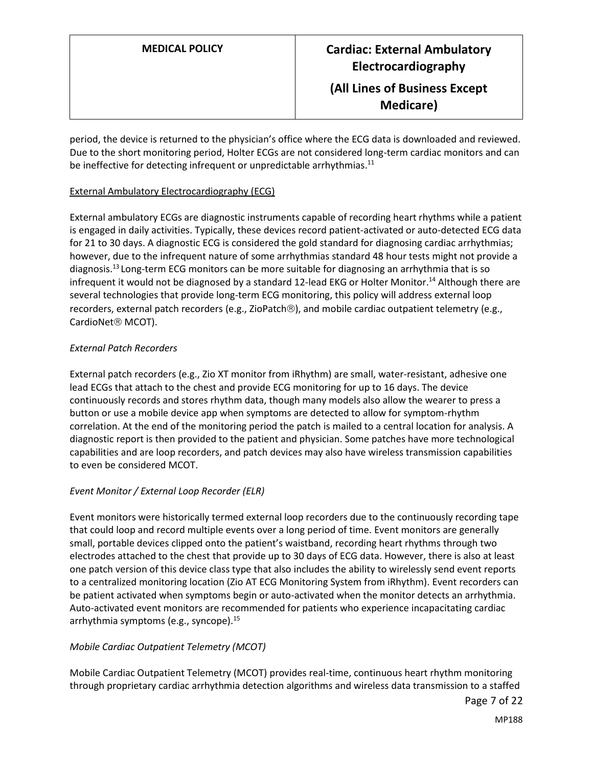period, the device is returned to the physician's office where the ECG data is downloaded and reviewed. Due to the short monitoring period, Holter ECGs are not considered long-term cardiac monitors and can be ineffective for detecting infrequent or unpredictable arrhythmias.[11]

External Ambulatory Electrocardiography (ECG)

External ambulatory ECGs are diagnostic instruments capable of recording heart rhythms while a patient is engaged in daily activities. Typically, these devices record patient-activated or auto-detected ECG data for 21 to 30 days. A diagnostic ECG is considered the gold standard for diagnosing cardiac arrhythmias; however, due to the infrequent nature of some arrhythmias standard 48 hour tests might not provide a diagnosis.[13] Long-term ECG monitors can be more suitable for diagnosing an arrhythmia that is so infrequent it would not be diagnosed by a standard 12-lead EKG or Holter Monitor.[14] Although there are several technologies that provide long-term ECG monitoring, this policy will address external loop recorders, external patch recorders (e.g., ZioPatch®), and mobile cardiac outpatient telemetry (e.g., CardioNet® MCOT).

*External Patch Recorders*

External patch recorders (e.g., Zio XT monitor from iRhythm) are small, water-resistant, adhesive one lead ECGs that attach to the chest and provide ECG monitoring for up to 16 days. The device continuously records and stores rhythm data, though many models also allow the wearer to press a button or use a mobile device app when symptoms are detected to allow for symptom-rhythm correlation. At the end of the monitoring period the patch is mailed to a central location for analysis. A diagnostic report is then provided to the patient and physician. Some patches have more technological capabilities and are loop recorders, and patch devices may also have wireless transmission capabilities to even be considered MCOT.

*Event Monitor / External Loop Recorder (ELR)*

Event monitors were historically termed external loop recorders due to the continuously recording tape that could loop and record multiple events over a long period of time. Event monitors are generally small, portable devices clipped onto the patient's waistband, recording heart rhythms through two electrodes attached to the chest that provide up to 30 days of ECG data. However, there is also at least one patch version of this device class type that also includes the ability to wirelessly send event reports to a centralized monitoring location (Zio AT ECG Monitoring System from iRhythm). Event recorders can be patient activated when symptoms begin or auto-activated when the monitor detects an arrhythmia. Auto-activated event monitors are recommended for patients who experience incapacitating cardiac arrhythmia symptoms (e.g., syncope).[15]

*Mobile Cardiac Outpatient Telemetry (MCOT)*

Mobile Cardiac Outpatient Telemetry (MCOT) provides real-time, continuous heart rhythm monitoring through proprietary cardiac arrhythmia detection algorithms and wireless data transmission to a staffed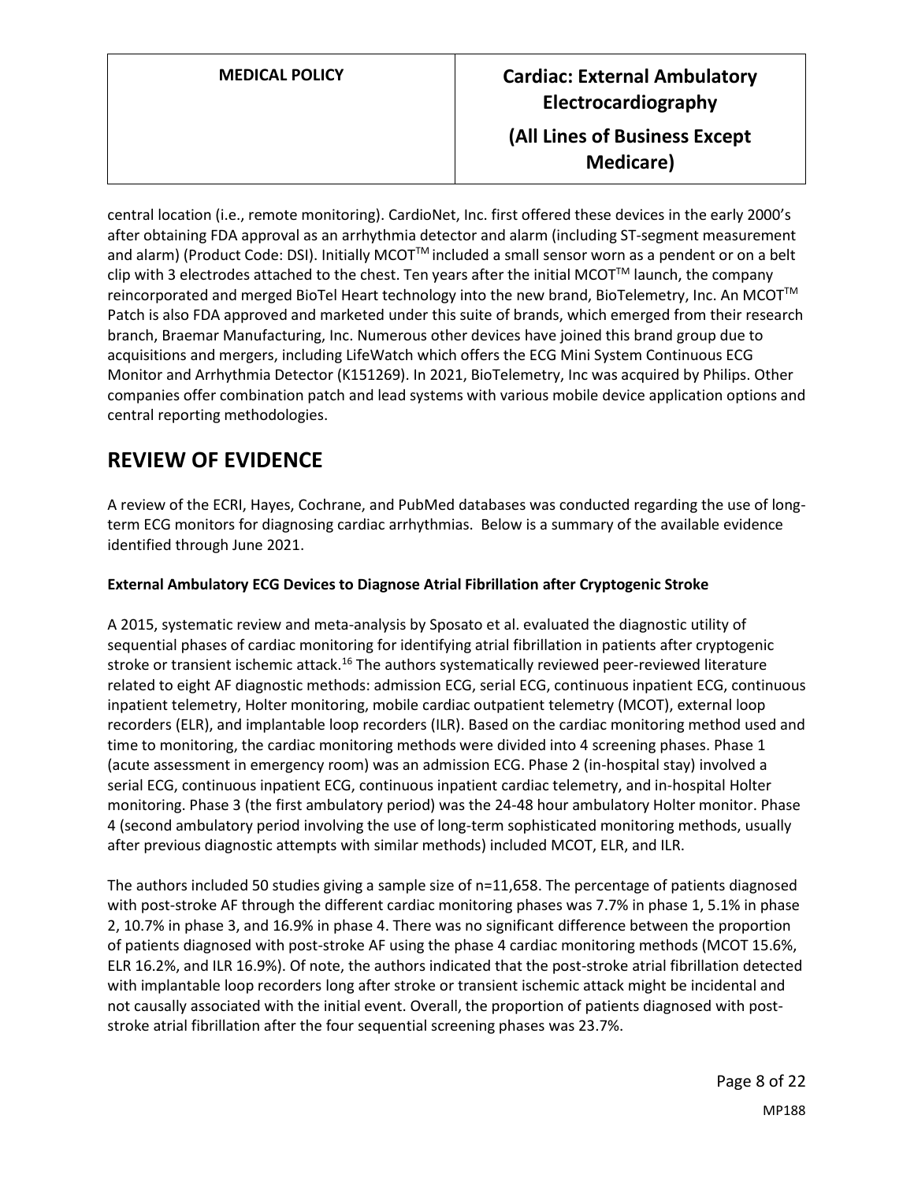central location (i.e., remote monitoring). CardioNet, Inc. first offered these devices in the early 2000's after obtaining FDA approval as an arrhythmia detector and alarm (including ST-segment measurement and alarm) (Product Code: DSI). Initially MCOT™ included a small sensor worn as a pendent or on a belt clip with 3 electrodes attached to the chest. Ten years after the initial MCOT™ launch, the company reincorporated and merged BioTel Heart technology into the new brand, BioTelemetry, Inc. An MCOT™ Patch is also FDA approved and marketed under this suite of brands, which emerged from their research branch, Braemar Manufacturing, Inc. Numerous other devices have joined this brand group due to acquisitions and mergers, including LifeWatch which offers the ECG Mini System Continuous ECG Monitor and Arrhythmia Detector (K151269). In 2021, BioTelemetry, Inc was acquired by Philips. Other companies offer combination patch and lead systems with various mobile device application options and central reporting methodologies.

## REVIEW OF EVIDENCE

A review of the ECRI, Hayes, Cochrane, and PubMed databases was conducted regarding the use of long-term ECG monitors for diagnosing cardiac arrhythmias. Below is a summary of the available evidence identified through June 2021.

### External Ambulatory ECG Devices to Diagnose Atrial Fibrillation after Cryptogenic Stroke

A 2015, systematic review and meta-analysis by Sposato et al. evaluated the diagnostic utility of sequential phases of cardiac monitoring for identifying atrial fibrillation in patients after cryptogenic stroke or transient ischemic attack.[16] The authors systematically reviewed peer-reviewed literature related to eight AF diagnostic methods: admission ECG, serial ECG, continuous inpatient ECG, continuous inpatient telemetry, Holter monitoring, mobile cardiac outpatient telemetry (MCOT), external loop recorders (ELR), and implantable loop recorders (ILR). Based on the cardiac monitoring method used and time to monitoring, the cardiac monitoring methods were divided into 4 screening phases. Phase 1 (acute assessment in emergency room) was an admission ECG. Phase 2 (in-hospital stay) involved a serial ECG, continuous inpatient ECG, continuous inpatient cardiac telemetry, and in-hospital Holter monitoring. Phase 3 (the first ambulatory period) was the 24-48 hour ambulatory Holter monitor. Phase 4 (second ambulatory period involving the use of long-term sophisticated monitoring methods, usually after previous diagnostic attempts with similar methods) included MCOT, ELR, and ILR.

The authors included 50 studies giving a sample size of n=11,658. The percentage of patients diagnosed with post-stroke AF through the different cardiac monitoring phases was 7.7% in phase 1, 5.1% in phase 2, 10.7% in phase 3, and 16.9% in phase 4. There was no significant difference between the proportion of patients diagnosed with post-stroke AF using the phase 4 cardiac monitoring methods (MCOT 15.6%, ELR 16.2%, and ILR 16.9%). Of note, the authors indicated that the post-stroke atrial fibrillation detected with implantable loop recorders long after stroke or transient ischemic attack might be incidental and not causally associated with the initial event. Overall, the proportion of patients diagnosed with post-stroke atrial fibrillation after the four sequential screening phases was 23.7%.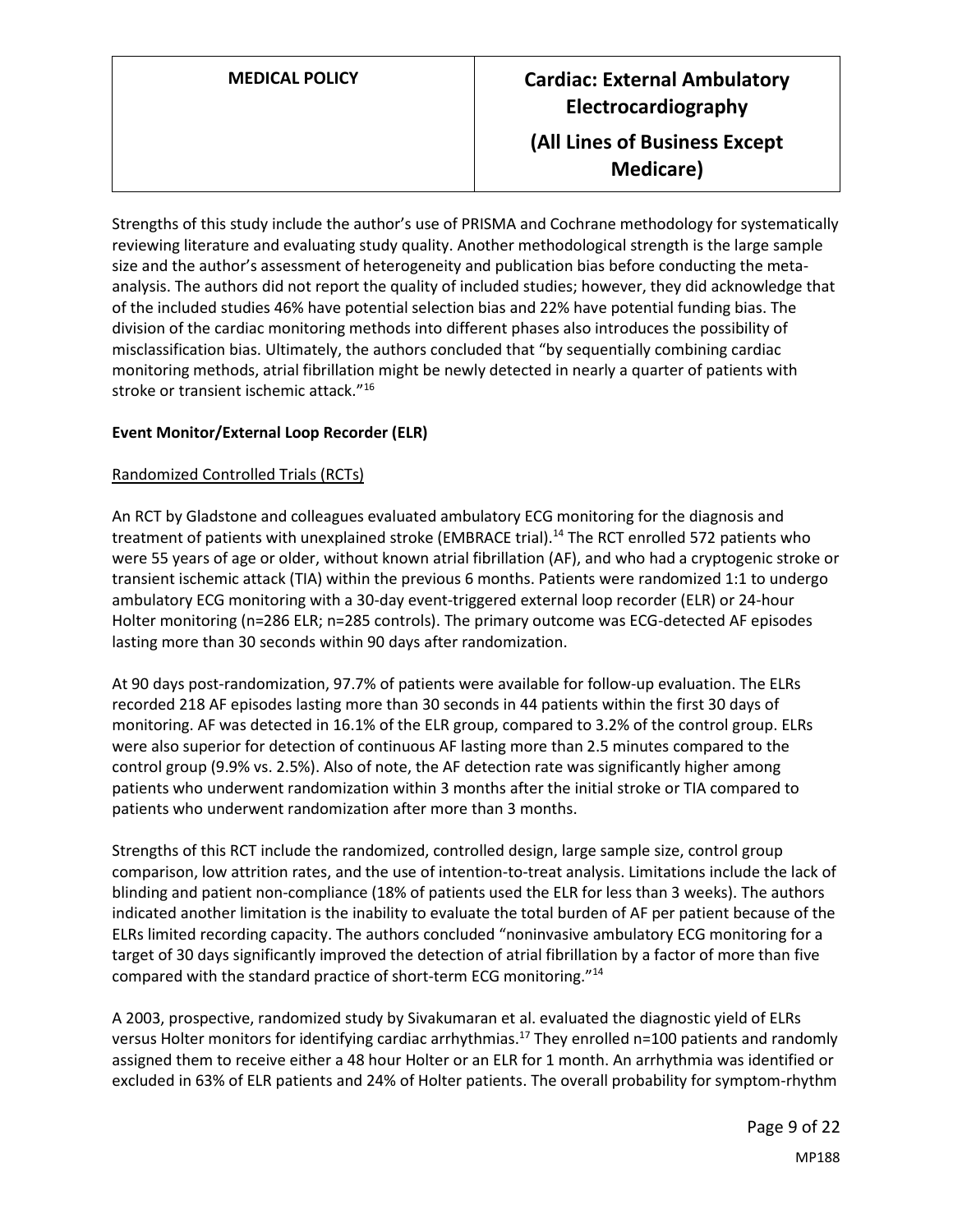Strengths of this study include the author's use of PRISMA and Cochrane methodology for systematically reviewing literature and evaluating study quality. Another methodological strength is the large sample size and the author's assessment of heterogeneity and publication bias before conducting the meta-analysis. The authors did not report the quality of included studies; however, they did acknowledge that of the included studies 46% have potential selection bias and 22% have potential funding bias. The division of the cardiac monitoring methods into different phases also introduces the possibility of misclassification bias. Ultimately, the authors concluded that "by sequentially combining cardiac monitoring methods, atrial fibrillation might be newly detected in nearly a quarter of patients with stroke or transient ischemic attack."[16]

**Event Monitor/External Loop Recorder (ELR)**

Randomized Controlled Trials (RCTs)

An RCT by Gladstone and colleagues evaluated ambulatory ECG monitoring for the diagnosis and treatment of patients with unexplained stroke (EMBRACE trial).[14] The RCT enrolled 572 patients who were 55 years of age or older, without known atrial fibrillation (AF), and who had a cryptogenic stroke or transient ischemic attack (TIA) within the previous 6 months. Patients were randomized 1:1 to undergo ambulatory ECG monitoring with a 30-day event-triggered external loop recorder (ELR) or 24-hour Holter monitoring (n=286 ELR; n=285 controls). The primary outcome was ECG-detected AF episodes lasting more than 30 seconds within 90 days after randomization.

At 90 days post-randomization, 97.7% of patients were available for follow-up evaluation. The ELRs recorded 218 AF episodes lasting more than 30 seconds in 44 patients within the first 30 days of monitoring. AF was detected in 16.1% of the ELR group, compared to 3.2% of the control group. ELRs were also superior for detection of continuous AF lasting more than 2.5 minutes compared to the control group (9.9% vs. 2.5%). Also of note, the AF detection rate was significantly higher among patients who underwent randomization within 3 months after the initial stroke or TIA compared to patients who underwent randomization after more than 3 months.

Strengths of this RCT include the randomized, controlled design, large sample size, control group comparison, low attrition rates, and the use of intention-to-treat analysis. Limitations include the lack of blinding and patient non-compliance (18% of patients used the ELR for less than 3 weeks). The authors indicated another limitation is the inability to evaluate the total burden of AF per patient because of the ELRs limited recording capacity. The authors concluded "noninvasive ambulatory ECG monitoring for a target of 30 days significantly improved the detection of atrial fibrillation by a factor of more than five compared with the standard practice of short-term ECG monitoring."[14]

A 2003, prospective, randomized study by Sivakumaran et al. evaluated the diagnostic yield of ELRs versus Holter monitors for identifying cardiac arrhythmias.[17] They enrolled n=100 patients and randomly assigned them to receive either a 48 hour Holter or an ELR for 1 month. An arrhythmia was identified or excluded in 63% of ELR patients and 24% of Holter patients. The overall probability for symptom-rhythm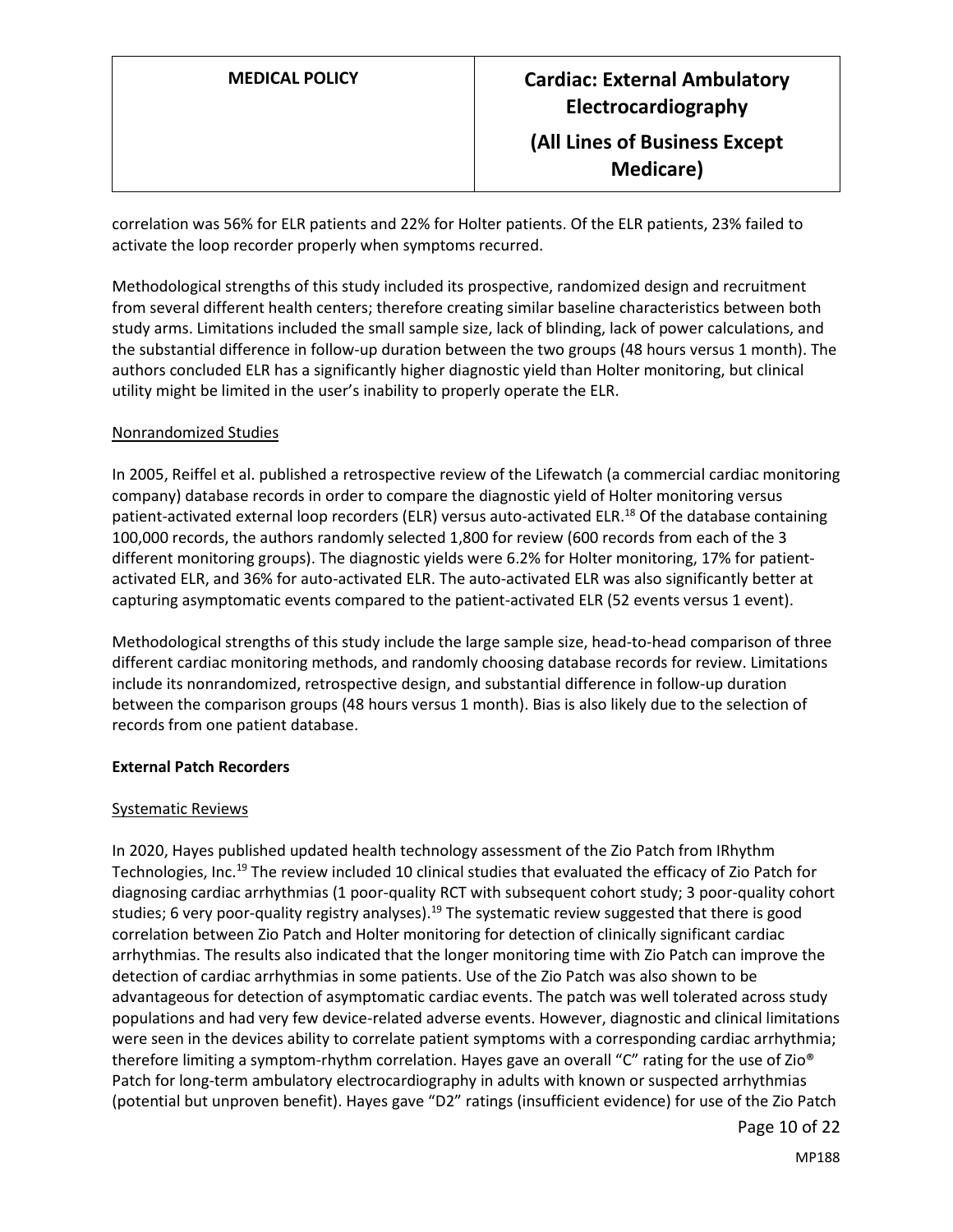correlation was 56% for ELR patients and 22% for Holter patients. Of the ELR patients, 23% failed to activate the loop recorder properly when symptoms recurred.

Methodological strengths of this study included its prospective, randomized design and recruitment from several different health centers; therefore creating similar baseline characteristics between both study arms. Limitations included the small sample size, lack of blinding, lack of power calculations, and the substantial difference in follow-up duration between the two groups (48 hours versus 1 month). The authors concluded ELR has a significantly higher diagnostic yield than Holter monitoring, but clinical utility might be limited in the user's inability to properly operate the ELR.

Nonrandomized Studies

In 2005, Reiffel et al. published a retrospective review of the Lifewatch (a commercial cardiac monitoring company) database records in order to compare the diagnostic yield of Holter monitoring versus patient-activated external loop recorders (ELR) versus auto-activated ELR.[18] Of the database containing 100,000 records, the authors randomly selected 1,800 for review (600 records from each of the 3 different monitoring groups). The diagnostic yields were 6.2% for Holter monitoring, 17% for patient-activated ELR, and 36% for auto-activated ELR. The auto-activated ELR was also significantly better at capturing asymptomatic events compared to the patient-activated ELR (52 events versus 1 event).

Methodological strengths of this study include the large sample size, head-to-head comparison of three different cardiac monitoring methods, and randomly choosing database records for review. Limitations include its nonrandomized, retrospective design, and substantial difference in follow-up duration between the comparison groups (48 hours versus 1 month). Bias is also likely due to the selection of records from one patient database.

**External Patch Recorders**

Systematic Reviews

In 2020, Hayes published updated health technology assessment of the Zio Patch from IRhythm Technologies, Inc.[19] The review included 10 clinical studies that evaluated the efficacy of Zio Patch for diagnosing cardiac arrhythmias (1 poor-quality RCT with subsequent cohort study; 3 poor-quality cohort studies; 6 very poor-quality registry analyses).[19] The systematic review suggested that there is good correlation between Zio Patch and Holter monitoring for detection of clinically significant cardiac arrhythmias. The results also indicated that the longer monitoring time with Zio Patch can improve the detection of cardiac arrhythmias in some patients. Use of the Zio Patch was also shown to be advantageous for detection of asymptomatic cardiac events. The patch was well tolerated across study populations and had very few device-related adverse events. However, diagnostic and clinical limitations were seen in the devices ability to correlate patient symptoms with a corresponding cardiac arrhythmia; therefore limiting a symptom-rhythm correlation. Hayes gave an overall "C" rating for the use of Zio® Patch for long-term ambulatory electrocardiography in adults with known or suspected arrhythmias (potential but unproven benefit). Hayes gave "D2" ratings (insufficient evidence) for use of the Zio Patch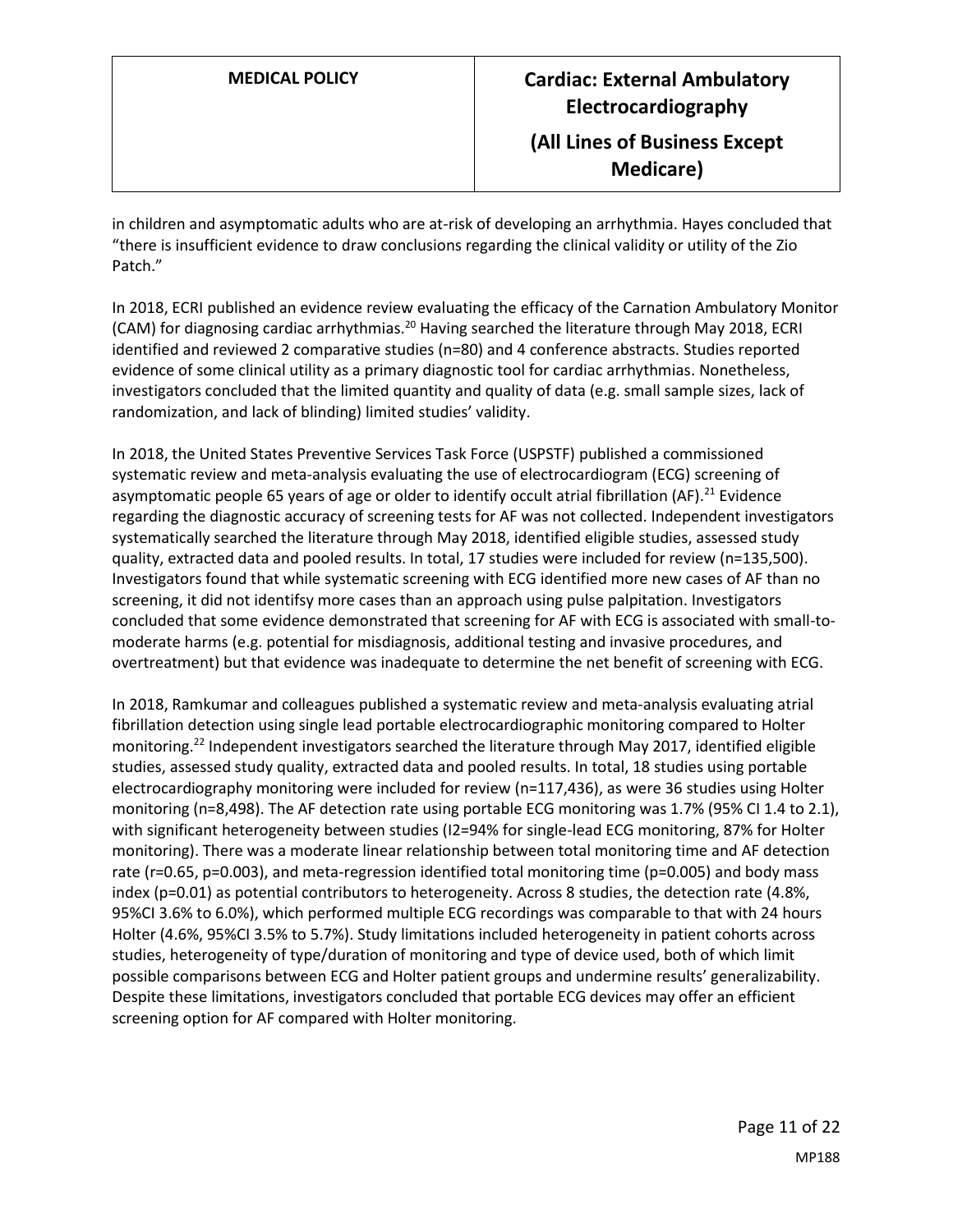in children and asymptomatic adults who are at-risk of developing an arrhythmia. Hayes concluded that "there is insufficient evidence to draw conclusions regarding the clinical validity or utility of the Zio Patch."

In 2018, ECRI published an evidence review evaluating the efficacy of the Carnation Ambulatory Monitor (CAM) for diagnosing cardiac arrhythmias.[20] Having searched the literature through May 2018, ECRI identified and reviewed 2 comparative studies (n=80) and 4 conference abstracts. Studies reported evidence of some clinical utility as a primary diagnostic tool for cardiac arrhythmias. Nonetheless, investigators concluded that the limited quantity and quality of data (e.g. small sample sizes, lack of randomization, and lack of blinding) limited studies' validity.

In 2018, the United States Preventive Services Task Force (USPSTF) published a commissioned systematic review and meta-analysis evaluating the use of electrocardiogram (ECG) screening of asymptomatic people 65 years of age or older to identify occult atrial fibrillation (AF).[21] Evidence regarding the diagnostic accuracy of screening tests for AF was not collected. Independent investigators systematically searched the literature through May 2018, identified eligible studies, assessed study quality, extracted data and pooled results. In total, 17 studies were included for review (n=135,500). Investigators found that while systematic screening with ECG identified more new cases of AF than no screening, it did not identifsy more cases than an approach using pulse palpitation. Investigators concluded that some evidence demonstrated that screening for AF with ECG is associated with small-to-moderate harms (e.g. potential for misdiagnosis, additional testing and invasive procedures, and overtreatment) but that evidence was inadequate to determine the net benefit of screening with ECG.

In 2018, Ramkumar and colleagues published a systematic review and meta-analysis evaluating atrial fibrillation detection using single lead portable electrocardiographic monitoring compared to Holter monitoring.[22] Independent investigators searched the literature through May 2017, identified eligible studies, assessed study quality, extracted data and pooled results. In total, 18 studies using portable electrocardiography monitoring were included for review (n=117,436), as were 36 studies using Holter monitoring (n=8,498). The AF detection rate using portable ECG monitoring was 1.7% (95% CI 1.4 to 2.1), with significant heterogeneity between studies ($I^2$=94% for single-lead ECG monitoring, 87% for Holter monitoring). There was a moderate linear relationship between total monitoring time and AF detection rate ($r=0.65$, $p=0.003$), and meta-regression identified total monitoring time ($p=0.005$) and body mass index ($p=0.01$) as potential contributors to heterogeneity. Across 8 studies, the detection rate (4.8%, 95%CI 3.6% to 6.0%), which performed multiple ECG recordings was comparable to that with 24 hours Holter (4.6%, 95%CI 3.5% to 5.7%). Study limitations included heterogeneity in patient cohorts across studies, heterogeneity of type/duration of monitoring and type of device used, both of which limit possible comparisons between ECG and Holter patient groups and undermine results' generalizability. Despite these limitations, investigators concluded that portable ECG devices may offer an efficient screening option for AF compared with Holter monitoring.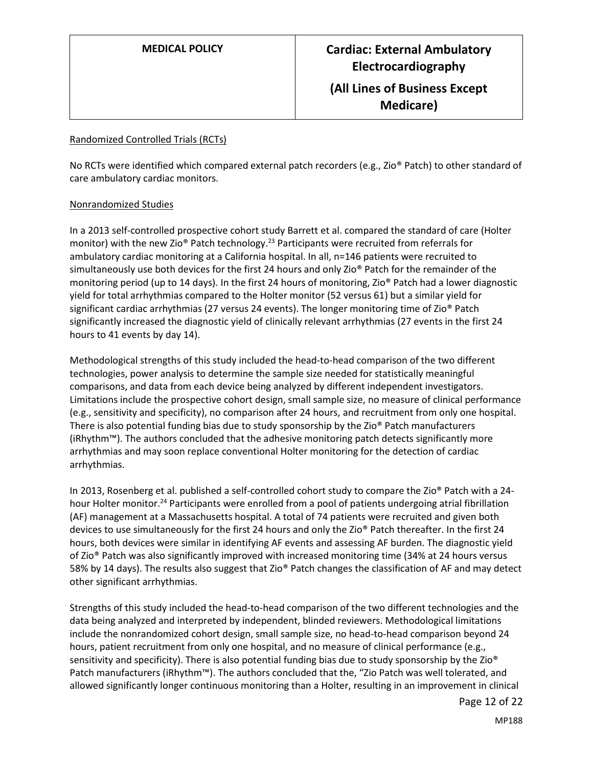Randomized Controlled Trials (RCTs)

No RCTs were identified which compared external patch recorders (e.g., Zio® Patch) to other standard of care ambulatory cardiac monitors.

Nonrandomized Studies

In a 2013 self-controlled prospective cohort study Barrett et al. compared the standard of care (Holter monitor) with the new Zio® Patch technology.[23] Participants were recruited from referrals for ambulatory cardiac monitoring at a California hospital. In all, n=146 patients were recruited to simultaneously use both devices for the first 24 hours and only Zio® Patch for the remainder of the monitoring period (up to 14 days). In the first 24 hours of monitoring, Zio® Patch had a lower diagnostic yield for total arrhythmias compared to the Holter monitor (52 versus 61) but a similar yield for significant cardiac arrhythmias (27 versus 24 events). The longer monitoring time of Zio® Patch significantly increased the diagnostic yield of clinically relevant arrhythmias (27 events in the first 24 hours to 41 events by day 14).

Methodological strengths of this study included the head-to-head comparison of the two different technologies, power analysis to determine the sample size needed for statistically meaningful comparisons, and data from each device being analyzed by different independent investigators. Limitations include the prospective cohort design, small sample size, no measure of clinical performance (e.g., sensitivity and specificity), no comparison after 24 hours, and recruitment from only one hospital. There is also potential funding bias due to study sponsorship by the Zio® Patch manufacturers (iRhythm™). The authors concluded that the adhesive monitoring patch detects significantly more arrhythmias and may soon replace conventional Holter monitoring for the detection of cardiac arrhythmias.

In 2013, Rosenberg et al. published a self-controlled cohort study to compare the Zio® Patch with a 24-hour Holter monitor.[24] Participants were enrolled from a pool of patients undergoing atrial fibrillation (AF) management at a Massachusetts hospital. A total of 74 patients were recruited and given both devices to use simultaneously for the first 24 hours and only the Zio® Patch thereafter. In the first 24 hours, both devices were similar in identifying AF events and assessing AF burden. The diagnostic yield of Zio® Patch was also significantly improved with increased monitoring time (34% at 24 hours versus 58% by 14 days). The results also suggest that Zio® Patch changes the classification of AF and may detect other significant arrhythmias.

Strengths of this study included the head-to-head comparison of the two different technologies and the data being analyzed and interpreted by independent, blinded reviewers. Methodological limitations include the nonrandomized cohort design, small sample size, no head-to-head comparison beyond 24 hours, patient recruitment from only one hospital, and no measure of clinical performance (e.g., sensitivity and specificity). There is also potential funding bias due to study sponsorship by the Zio® Patch manufacturers (iRhythm™). The authors concluded that the, "Zio Patch was well tolerated, and allowed significantly longer continuous monitoring than a Holter, resulting in an improvement in clinical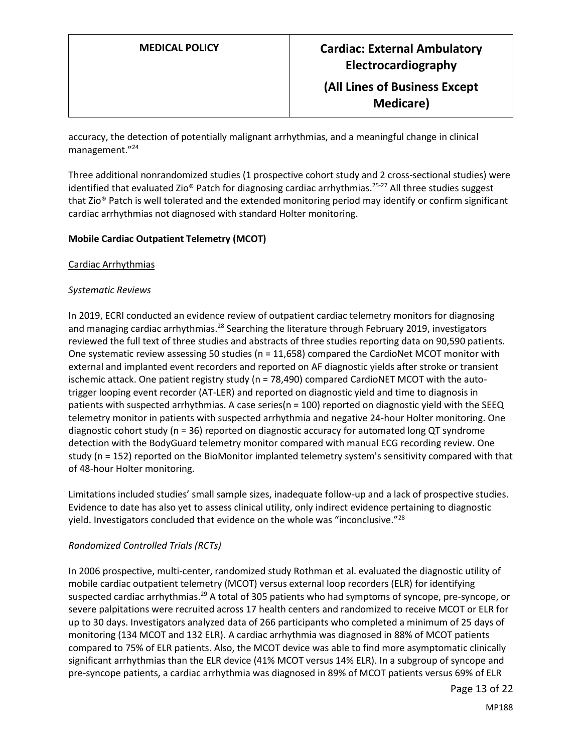accuracy, the detection of potentially malignant arrhythmias, and a meaningful change in clinical management."[24]

Three additional nonrandomized studies (1 prospective cohort study and 2 cross-sectional studies) were identified that evaluated Zio® Patch for diagnosing cardiac arrhythmias.[25-27] All three studies suggest that Zio® Patch is well tolerated and the extended monitoring period may identify or confirm significant cardiac arrhythmias not diagnosed with standard Holter monitoring.

**Mobile Cardiac Outpatient Telemetry (MCOT)**

<u>Cardiac Arrhythmias</u>

*Systematic Reviews*

In 2019, ECRI conducted an evidence review of outpatient cardiac telemetry monitors for diagnosing and managing cardiac arrhythmias.[28] Searching the literature through February 2019, investigators reviewed the full text of three studies and abstracts of three studies reporting data on 90,590 patients. One systematic review assessing 50 studies (n = 11,658) compared the CardioNet MCOT monitor with external and implanted event recorders and reported on AF diagnostic yields after stroke or transient ischemic attack. One patient registry study (n = 78,490) compared CardioNET MCOT with the auto-trigger looping event recorder (AT-LER) and reported on diagnostic yield and time to diagnosis in patients with suspected arrhythmias. A case series(n = 100) reported on diagnostic yield with the SEEQ telemetry monitor in patients with suspected arrhythmia and negative 24-hour Holter monitoring. One diagnostic cohort study (n = 36) reported on diagnostic accuracy for automated long QT syndrome detection with the BodyGuard telemetry monitor compared with manual ECG recording review. One study (n = 152) reported on the BioMonitor implanted telemetry system's sensitivity compared with that of 48-hour Holter monitoring.

Limitations included studies' small sample sizes, inadequate follow-up and a lack of prospective studies. Evidence to date has also yet to assess clinical utility, only indirect evidence pertaining to diagnostic yield. Investigators concluded that evidence on the whole was "inconclusive."[28]

*Randomized Controlled Trials (RCTs)*

In 2006 prospective, multi-center, randomized study Rothman et al. evaluated the diagnostic utility of mobile cardiac outpatient telemetry (MCOT) versus external loop recorders (ELR) for identifying suspected cardiac arrhythmias.[29] A total of 305 patients who had symptoms of syncope, pre-syncope, or severe palpitations were recruited across 17 health centers and randomized to receive MCOT or ELR for up to 30 days. Investigators analyzed data of 266 participants who completed a minimum of 25 days of monitoring (134 MCOT and 132 ELR). A cardiac arrhythmia was diagnosed in 88% of MCOT patients compared to 75% of ELR patients. Also, the MCOT device was able to find more asymptomatic clinically significant arrhythmias than the ELR device (41% MCOT versus 14% ELR). In a subgroup of syncope and pre-syncope patients, a cardiac arrhythmia was diagnosed in 89% of MCOT patients versus 69% of ELR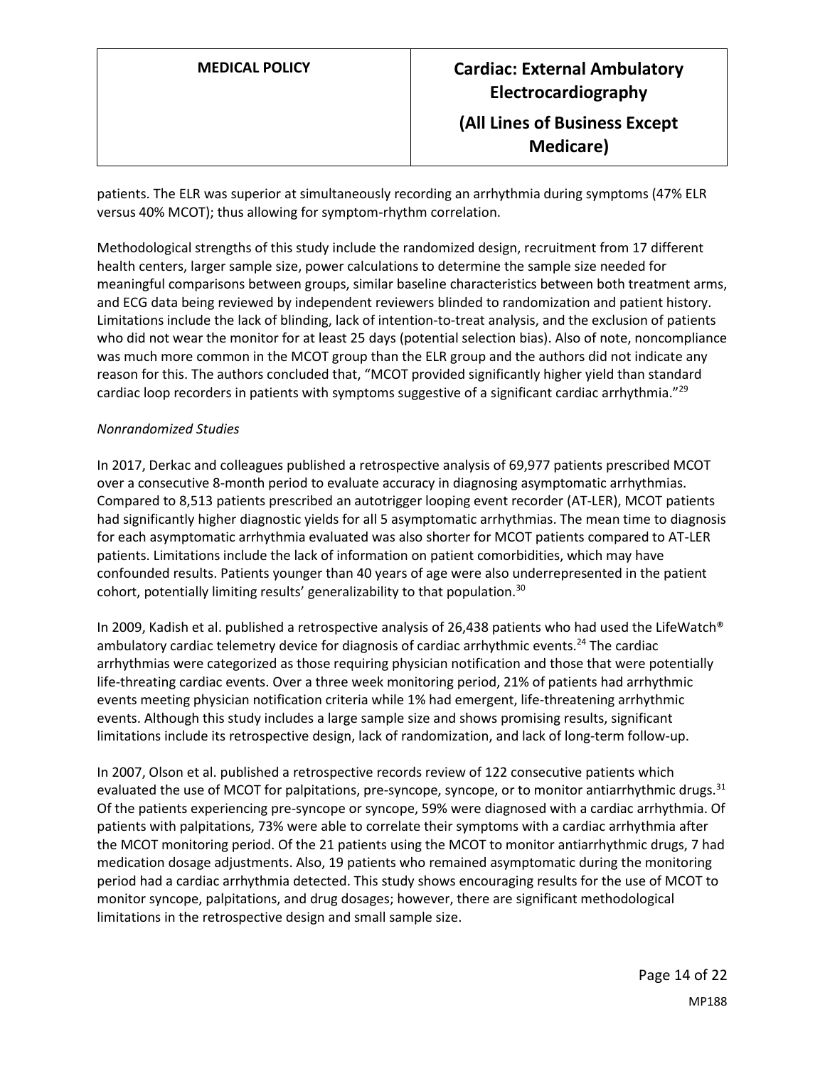patients. The ELR was superior at simultaneously recording an arrhythmia during symptoms (47% ELR versus 40% MCOT); thus allowing for symptom-rhythm correlation.

Methodological strengths of this study include the randomized design, recruitment from 17 different health centers, larger sample size, power calculations to determine the sample size needed for meaningful comparisons between groups, similar baseline characteristics between both treatment arms, and ECG data being reviewed by independent reviewers blinded to randomization and patient history. Limitations include the lack of blinding, lack of intention-to-treat analysis, and the exclusion of patients who did not wear the monitor for at least 25 days (potential selection bias). Also of note, noncompliance was much more common in the MCOT group than the ELR group and the authors did not indicate any reason for this. The authors concluded that, "MCOT provided significantly higher yield than standard cardiac loop recorders in patients with symptoms suggestive of a significant cardiac arrhythmia."[29]

*Nonrandomized Studies*

In 2017, Derkac and colleagues published a retrospective analysis of 69,977 patients prescribed MCOT over a consecutive 8-month period to evaluate accuracy in diagnosing asymptomatic arrhythmias. Compared to 8,513 patients prescribed an autotrigger looping event recorder (AT-LER), MCOT patients had significantly higher diagnostic yields for all 5 asymptomatic arrhythmias. The mean time to diagnosis for each asymptomatic arrhythmia evaluated was also shorter for MCOT patients compared to AT-LER patients. Limitations include the lack of information on patient comorbidities, which may have confounded results. Patients younger than 40 years of age were also underrepresented in the patient cohort, potentially limiting results' generalizability to that population.[30]

In 2009, Kadish et al. published a retrospective analysis of 26,438 patients who had used the LifeWatch® ambulatory cardiac telemetry device for diagnosis of cardiac arrhythmic events.[24] The cardiac arrhythmias were categorized as those requiring physician notification and those that were potentially life-threating cardiac events. Over a three week monitoring period, 21% of patients had arrhythmic events meeting physician notification criteria while 1% had emergent, life-threatening arrhythmic events. Although this study includes a large sample size and shows promising results, significant limitations include its retrospective design, lack of randomization, and lack of long-term follow-up.

In 2007, Olson et al. published a retrospective records review of 122 consecutive patients which evaluated the use of MCOT for palpitations, pre-syncope, syncope, or to monitor antiarrhythmic drugs.[31] Of the patients experiencing pre-syncope or syncope, 59% were diagnosed with a cardiac arrhythmia. Of patients with palpitations, 73% were able to correlate their symptoms with a cardiac arrhythmia after the MCOT monitoring period. Of the 21 patients using the MCOT to monitor antiarrhythmic drugs, 7 had medication dosage adjustments. Also, 19 patients who remained asymptomatic during the monitoring period had a cardiac arrhythmia detected. This study shows encouraging results for the use of MCOT to monitor syncope, palpitations, and drug dosages; however, there are significant methodological limitations in the retrospective design and small sample size.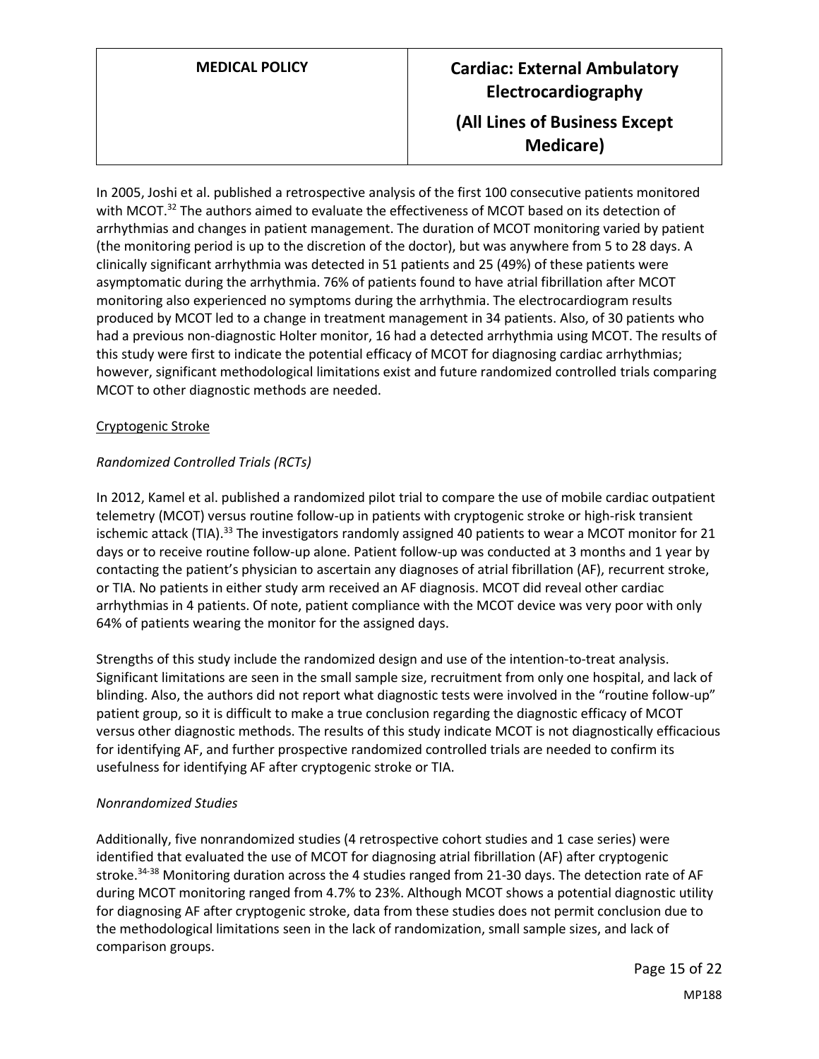In 2005, Joshi et al. published a retrospective analysis of the first 100 consecutive patients monitored with MCOT.[32] The authors aimed to evaluate the effectiveness of MCOT based on its detection of arrhythmias and changes in patient management. The duration of MCOT monitoring varied by patient (the monitoring period is up to the discretion of the doctor), but was anywhere from 5 to 28 days. A clinically significant arrhythmia was detected in 51 patients and 25 (49%) of these patients were asymptomatic during the arrhythmia. 76% of patients found to have atrial fibrillation after MCOT monitoring also experienced no symptoms during the arrhythmia. The electrocardiogram results produced by MCOT led to a change in treatment management in 34 patients. Also, of 30 patients who had a previous non-diagnostic Holter monitor, 16 had a detected arrhythmia using MCOT. The results of this study were first to indicate the potential efficacy of MCOT for diagnosing cardiac arrhythmias; however, significant methodological limitations exist and future randomized controlled trials comparing MCOT to other diagnostic methods are needed.

<u>Cryptogenic Stroke</u>

*Randomized Controlled Trials (RCTs)*

In 2012, Kamel et al. published a randomized pilot trial to compare the use of mobile cardiac outpatient telemetry (MCOT) versus routine follow-up in patients with cryptogenic stroke or high-risk transient ischemic attack (TIA).[33] The investigators randomly assigned 40 patients to wear a MCOT monitor for 21 days or to receive routine follow-up alone. Patient follow-up was conducted at 3 months and 1 year by contacting the patient's physician to ascertain any diagnoses of atrial fibrillation (AF), recurrent stroke, or TIA. No patients in either study arm received an AF diagnosis. MCOT did reveal other cardiac arrhythmias in 4 patients. Of note, patient compliance with the MCOT device was very poor with only 64% of patients wearing the monitor for the assigned days.

Strengths of this study include the randomized design and use of the intention-to-treat analysis. Significant limitations are seen in the small sample size, recruitment from only one hospital, and lack of blinding. Also, the authors did not report what diagnostic tests were involved in the "routine follow-up" patient group, so it is difficult to make a true conclusion regarding the diagnostic efficacy of MCOT versus other diagnostic methods. The results of this study indicate MCOT is not diagnostically efficacious for identifying AF, and further prospective randomized controlled trials are needed to confirm its usefulness for identifying AF after cryptogenic stroke or TIA.

*Nonrandomized Studies*

Additionally, five nonrandomized studies (4 retrospective cohort studies and 1 case series) were identified that evaluated the use of MCOT for diagnosing atrial fibrillation (AF) after cryptogenic stroke.[34-38] Monitoring duration across the 4 studies ranged from 21-30 days. The detection rate of AF during MCOT monitoring ranged from 4.7% to 23%. Although MCOT shows a potential diagnostic utility for diagnosing AF after cryptogenic stroke, data from these studies does not permit conclusion due to the methodological limitations seen in the lack of randomization, small sample sizes, and lack of comparison groups.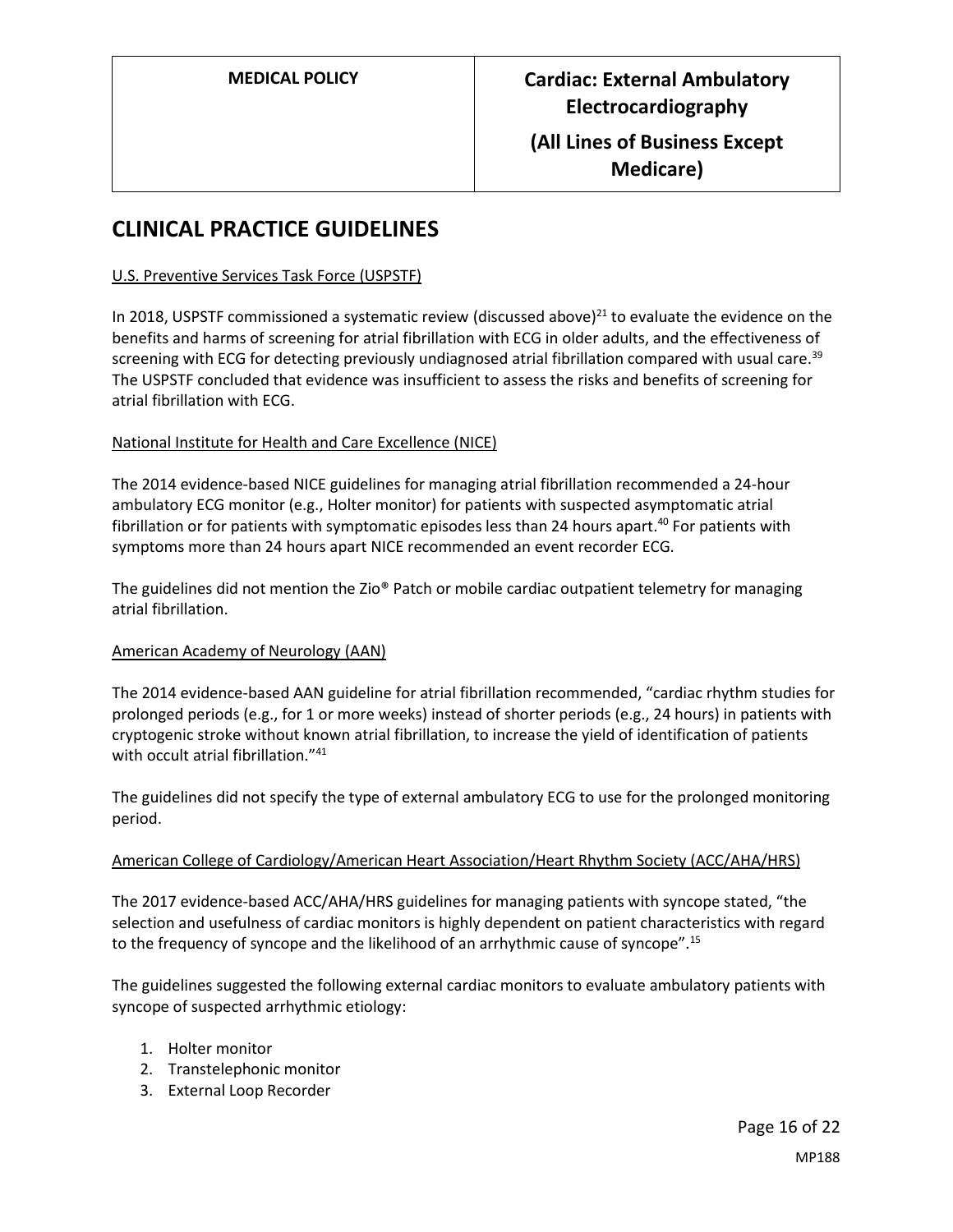# CLINICAL PRACTICE GUIDELINES

U.S. Preventive Services Task Force (USPSTF)

In 2018, USPSTF commissioned a systematic review (discussed above)[21] to evaluate the evidence on the benefits and harms of screening for atrial fibrillation with ECG in older adults, and the effectiveness of screening with ECG for detecting previously undiagnosed atrial fibrillation compared with usual care.[39] The USPSTF concluded that evidence was insufficient to assess the risks and benefits of screening for atrial fibrillation with ECG.

National Institute for Health and Care Excellence (NICE)

The 2014 evidence-based NICE guidelines for managing atrial fibrillation recommended a 24-hour ambulatory ECG monitor (e.g., Holter monitor) for patients with suspected asymptomatic atrial fibrillation or for patients with symptomatic episodes less than 24 hours apart.[40] For patients with symptoms more than 24 hours apart NICE recommended an event recorder ECG.

The guidelines did not mention the Zio® Patch or mobile cardiac outpatient telemetry for managing atrial fibrillation.

American Academy of Neurology (AAN)

The 2014 evidence-based AAN guideline for atrial fibrillation recommended, "cardiac rhythm studies for prolonged periods (e.g., for 1 or more weeks) instead of shorter periods (e.g., 24 hours) in patients with cryptogenic stroke without known atrial fibrillation, to increase the yield of identification of patients with occult atrial fibrillation."[41]

The guidelines did not specify the type of external ambulatory ECG to use for the prolonged monitoring period.

American College of Cardiology/American Heart Association/Heart Rhythm Society (ACC/AHA/HRS)

The 2017 evidence-based ACC/AHA/HRS guidelines for managing patients with syncope stated, "the selection and usefulness of cardiac monitors is highly dependent on patient characteristics with regard to the frequency of syncope and the likelihood of an arrhythmic cause of syncope".[15]

The guidelines suggested the following external cardiac monitors to evaluate ambulatory patients with syncope of suspected arrhythmic etiology:

1. Holter monitor
2. Transtelephonic monitor
3. External Loop Recorder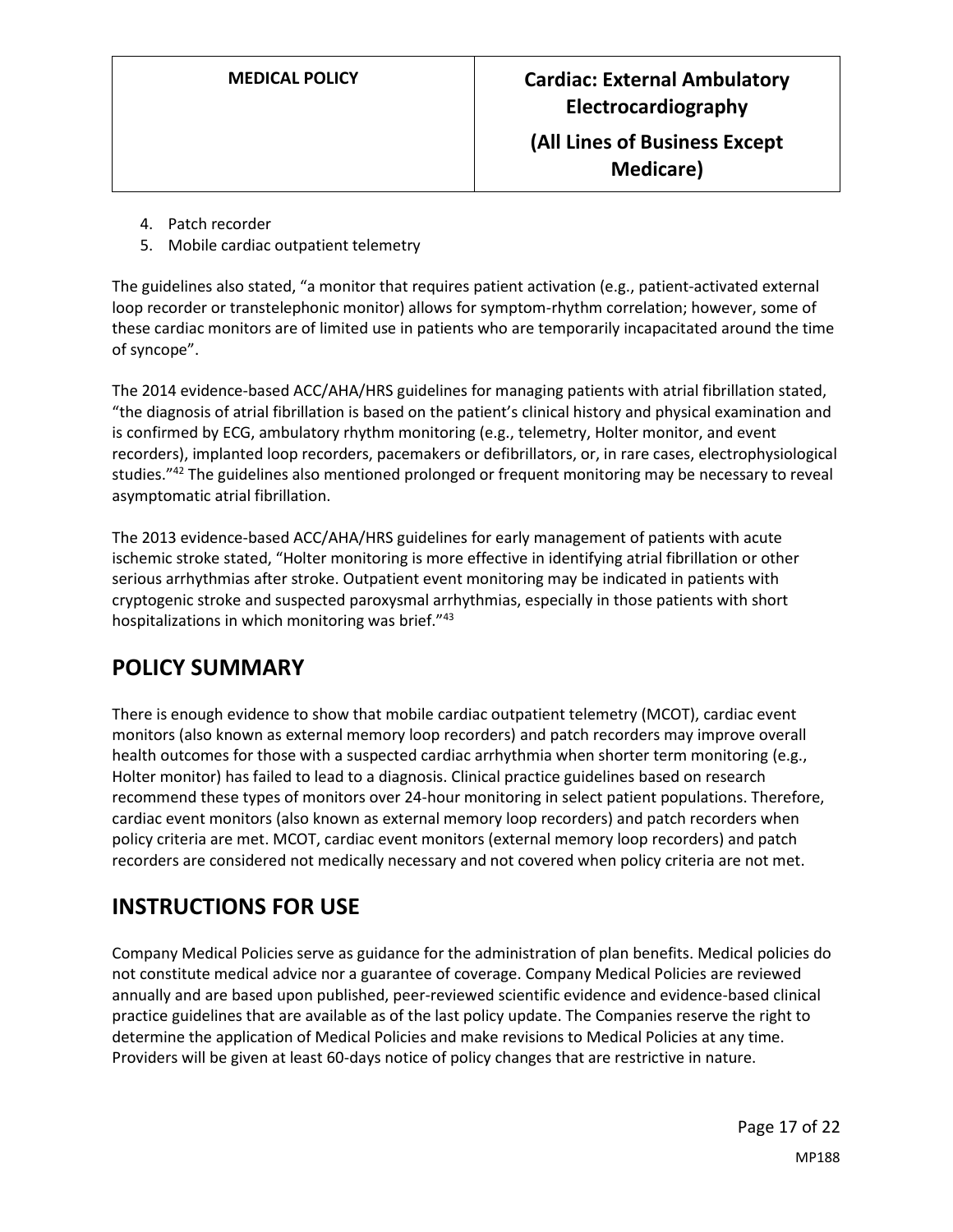4. Patch recorder
5. Mobile cardiac outpatient telemetry

The guidelines also stated, "a monitor that requires patient activation (e.g., patient-activated external loop recorder or transtelephonic monitor) allows for symptom-rhythm correlation; however, some of these cardiac monitors are of limited use in patients who are temporarily incapacitated around the time of syncope".

The 2014 evidence-based ACC/AHA/HRS guidelines for managing patients with atrial fibrillation stated, "the diagnosis of atrial fibrillation is based on the patient's clinical history and physical examination and is confirmed by ECG, ambulatory rhythm monitoring (e.g., telemetry, Holter monitor, and event recorders), implanted loop recorders, pacemakers or defibrillators, or, in rare cases, electrophysiological studies."[42] The guidelines also mentioned prolonged or frequent monitoring may be necessary to reveal asymptomatic atrial fibrillation.

The 2013 evidence-based ACC/AHA/HRS guidelines for early management of patients with acute ischemic stroke stated, "Holter monitoring is more effective in identifying atrial fibrillation or other serious arrhythmias after stroke. Outpatient event monitoring may be indicated in patients with cryptogenic stroke and suspected paroxysmal arrhythmias, especially in those patients with short hospitalizations in which monitoring was brief."[43]

## POLICY SUMMARY

There is enough evidence to show that mobile cardiac outpatient telemetry (MCOT), cardiac event monitors (also known as external memory loop recorders) and patch recorders may improve overall health outcomes for those with a suspected cardiac arrhythmia when shorter term monitoring (e.g., Holter monitor) has failed to lead to a diagnosis. Clinical practice guidelines based on research recommend these types of monitors over 24-hour monitoring in select patient populations. Therefore, cardiac event monitors (also known as external memory loop recorders) and patch recorders when policy criteria are met. MCOT, cardiac event monitors (external memory loop recorders) and patch recorders are considered not medically necessary and not covered when policy criteria are not met.

## INSTRUCTIONS FOR USE

Company Medical Policies serve as guidance for the administration of plan benefits. Medical policies do not constitute medical advice nor a guarantee of coverage. Company Medical Policies are reviewed annually and are based upon published, peer-reviewed scientific evidence and evidence-based clinical practice guidelines that are available as of the last policy update. The Companies reserve the right to determine the application of Medical Policies and make revisions to Medical Policies at any time. Providers will be given at least 60-days notice of policy changes that are restrictive in nature.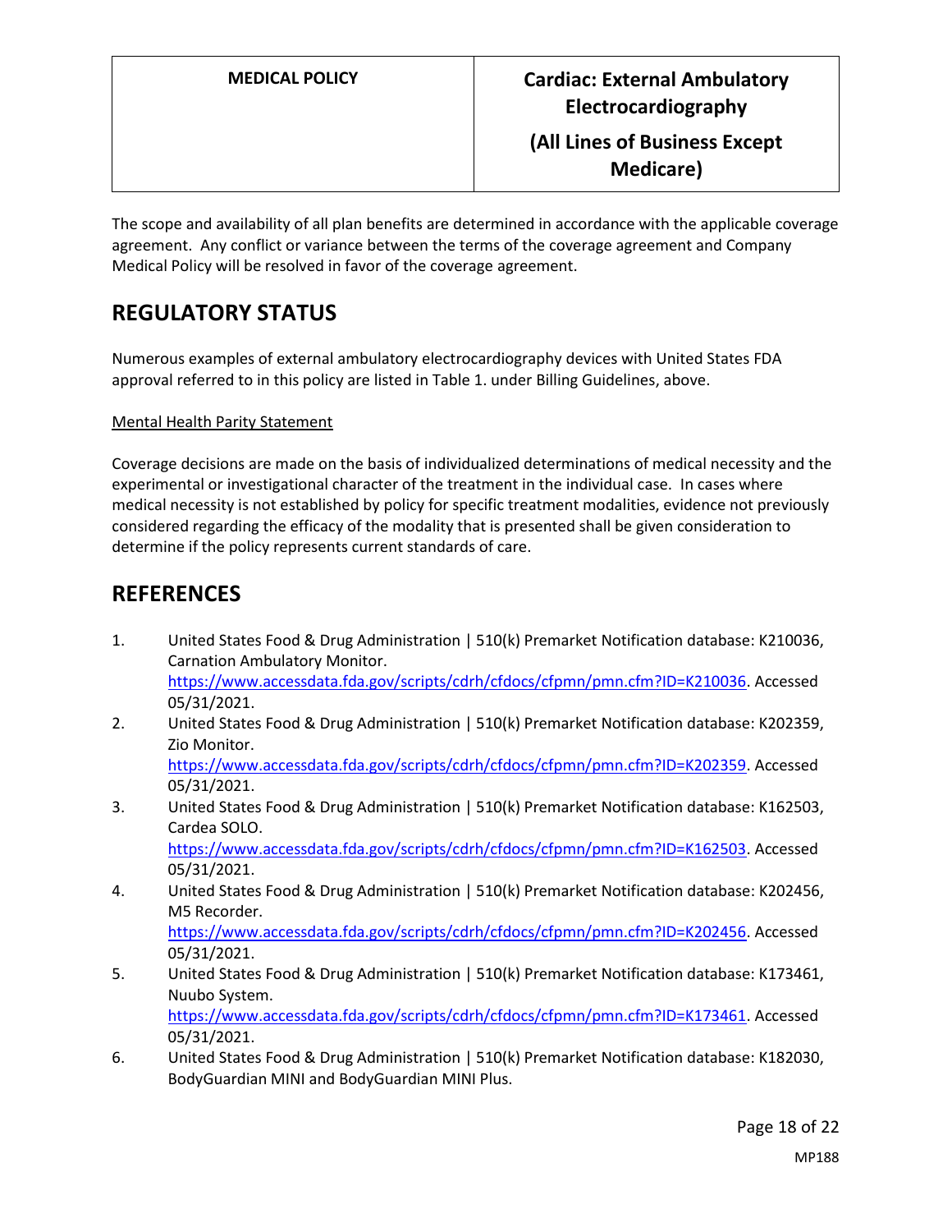The scope and availability of all plan benefits are determined in accordance with the applicable coverage agreement. Any conflict or variance between the terms of the coverage agreement and Company Medical Policy will be resolved in favor of the coverage agreement.

## REGULATORY STATUS

Numerous examples of external ambulatory electrocardiography devices with United States FDA approval referred to in this policy are listed in Table 1. under Billing Guidelines, above.

Mental Health Parity Statement

Coverage decisions are made on the basis of individualized determinations of medical necessity and the experimental or investigational character of the treatment in the individual case. In cases where medical necessity is not established by policy for specific treatment modalities, evidence not previously considered regarding the efficacy of the modality that is presented shall be given consideration to determine if the policy represents current standards of care.

## REFERENCES

1. United States Food & Drug Administration | 510(k) Premarket Notification database: K210036, Carnation Ambulatory Monitor. https://www.accessdata.fda.gov/scripts/cdrh/cfdocs/cfpmn/pmn.cfm?ID=K210036. Accessed 05/31/2021.
2. United States Food & Drug Administration | 510(k) Premarket Notification database: K202359, Zio Monitor. https://www.accessdata.fda.gov/scripts/cdrh/cfdocs/cfpmn/pmn.cfm?ID=K202359. Accessed 05/31/2021.
3. United States Food & Drug Administration | 510(k) Premarket Notification database: K162503, Cardea SOLO. https://www.accessdata.fda.gov/scripts/cdrh/cfdocs/cfpmn/pmn.cfm?ID=K162503. Accessed 05/31/2021.
4. United States Food & Drug Administration | 510(k) Premarket Notification database: K202456, M5 Recorder. https://www.accessdata.fda.gov/scripts/cdrh/cfdocs/cfpmn/pmn.cfm?ID=K202456. Accessed 05/31/2021.
5. United States Food & Drug Administration | 510(k) Premarket Notification database: K173461, Nuubo System. https://www.accessdata.fda.gov/scripts/cdrh/cfdocs/cfpmn/pmn.cfm?ID=K173461. Accessed 05/31/2021.
6. United States Food & Drug Administration | 510(k) Premarket Notification database: K182030, BodyGuardian MINI and BodyGuardian MINI Plus.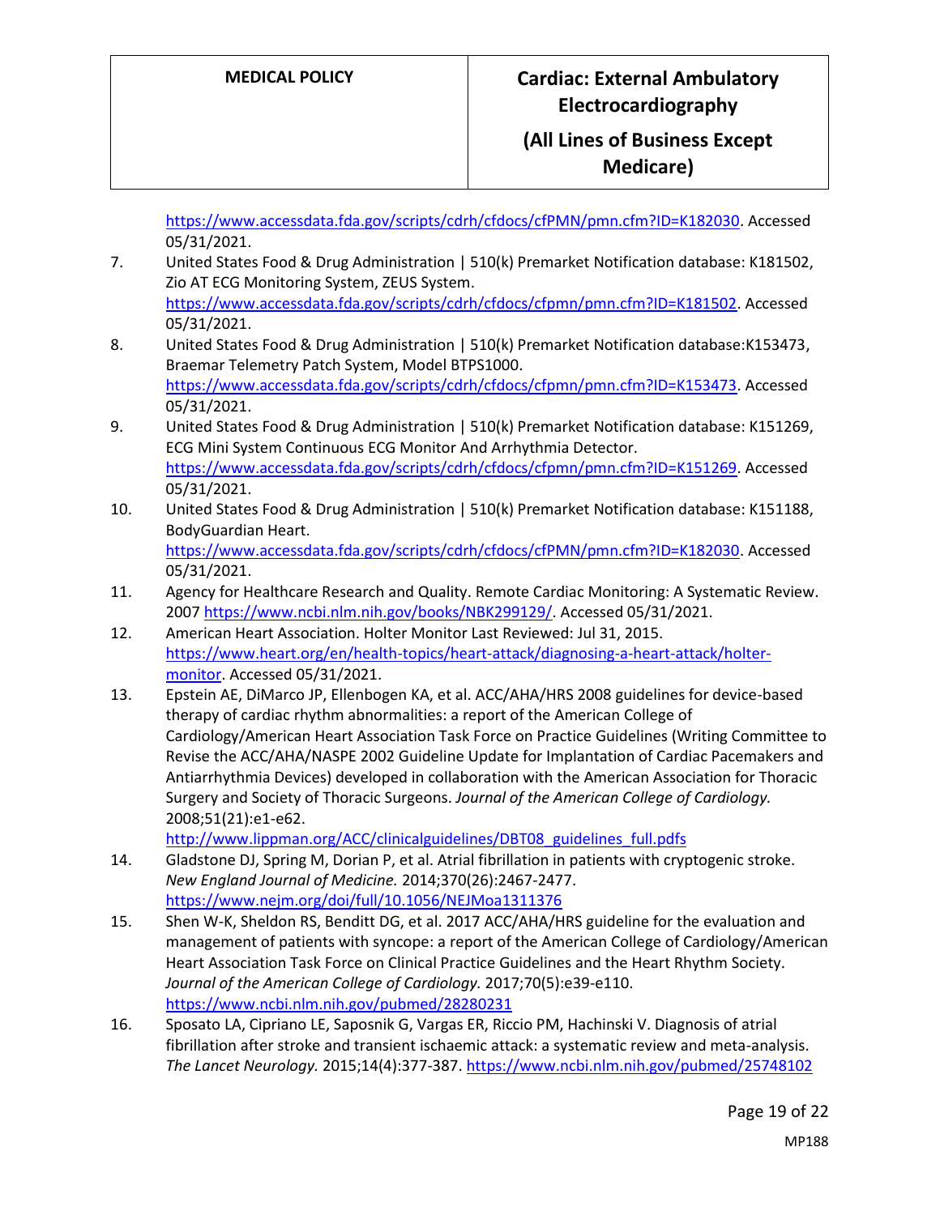https://www.accessdata.fda.gov/scripts/cdrh/cfdocs/cfPMN/pmn.cfm?ID=K182030. Accessed 05/31/2021.

7. United States Food & Drug Administration | 510(k) Premarket Notification database: K181502, Zio AT ECG Monitoring System, ZEUS System. https://www.accessdata.fda.gov/scripts/cdrh/cfdocs/cfpmn/pmn.cfm?ID=K181502. Accessed 05/31/2021.
8. United States Food & Drug Administration | 510(k) Premarket Notification database:K153473, Braemar Telemetry Patch System, Model BTPS1000. https://www.accessdata.fda.gov/scripts/cdrh/cfdocs/cfpmn/pmn.cfm?ID=K153473. Accessed 05/31/2021.
9. United States Food & Drug Administration | 510(k) Premarket Notification database: K151269, ECG Mini System Continuous ECG Monitor And Arrhythmia Detector. https://www.accessdata.fda.gov/scripts/cdrh/cfdocs/cfpmn/pmn.cfm?ID=K151269. Accessed 05/31/2021.
10. United States Food & Drug Administration | 510(k) Premarket Notification database: K151188, BodyGuardian Heart. https://www.accessdata.fda.gov/scripts/cdrh/cfdocs/cfPMN/pmn.cfm?ID=K182030. Accessed 05/31/2021.
11. Agency for Healthcare Research and Quality. Remote Cardiac Monitoring: A Systematic Review. 2007 https://www.ncbi.nlm.nih.gov/books/NBK299129/. Accessed 05/31/2021.
12. American Heart Association. Holter Monitor Last Reviewed: Jul 31, 2015. https://www.heart.org/en/health-topics/heart-attack/diagnosing-a-heart-attack/holter-monitor. Accessed 05/31/2021.
13. Epstein AE, DiMarco JP, Ellenbogen KA, et al. ACC/AHA/HRS 2008 guidelines for device-based therapy of cardiac rhythm abnormalities: a report of the American College of Cardiology/American Heart Association Task Force on Practice Guidelines (Writing Committee to Revise the ACC/AHA/NASPE 2002 Guideline Update for Implantation of Cardiac Pacemakers and Antiarrhythmia Devices) developed in collaboration with the American Association for Thoracic Surgery and Society of Thoracic Surgeons. *Journal of the American College of Cardiology.* 2008;51(21):e1-e62. http://www.lippman.org/ACC/clinicalguidelines/DBT08_guidelines_full.pdfs
14. Gladstone DJ, Spring M, Dorian P, et al. Atrial fibrillation in patients with cryptogenic stroke. *New England Journal of Medicine.* 2014;370(26):2467-2477. https://www.nejm.org/doi/full/10.1056/NEJMoa1311376
15. Shen W-K, Sheldon RS, Benditt DG, et al. 2017 ACC/AHA/HRS guideline for the evaluation and management of patients with syncope: a report of the American College of Cardiology/American Heart Association Task Force on Clinical Practice Guidelines and the Heart Rhythm Society. *Journal of the American College of Cardiology.* 2017;70(5):e39-e110. https://www.ncbi.nlm.nih.gov/pubmed/28280231
16. Sposato LA, Cipriano LE, Saposnik G, Vargas ER, Riccio PM, Hachinski V. Diagnosis of atrial fibrillation after stroke and transient ischaemic attack: a systematic review and meta-analysis. *The Lancet Neurology.* 2015;14(4):377-387. https://www.ncbi.nlm.nih.gov/pubmed/25748102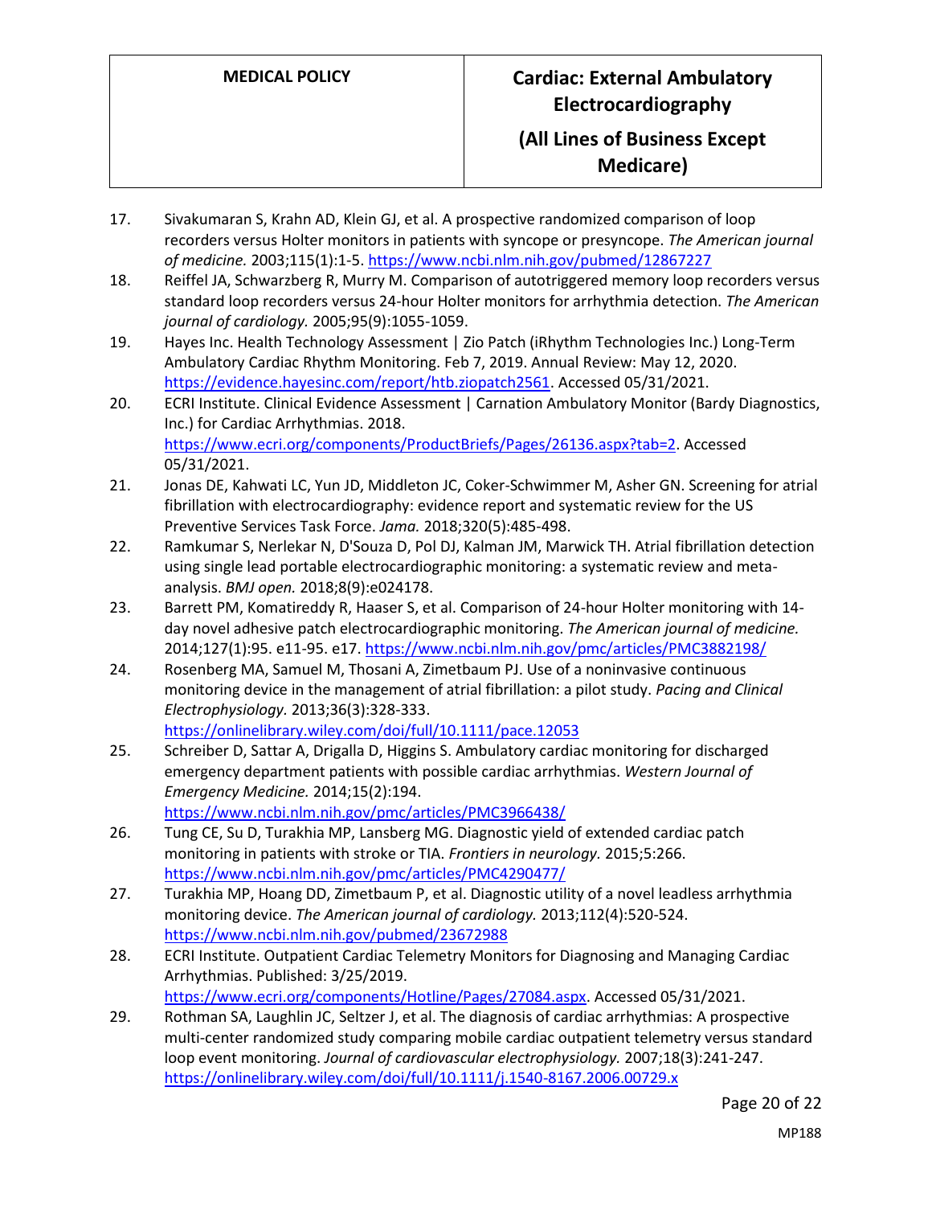17. Sivakumaran S, Krahn AD, Klein GJ, et al. A prospective randomized comparison of loop recorders versus Holter monitors in patients with syncope or presyncope. *The American journal of medicine.* 2003;115(1):1-5. https://www.ncbi.nlm.nih.gov/pubmed/12867227
18. Reiffel JA, Schwarzberg R, Murry M. Comparison of autotriggered memory loop recorders versus standard loop recorders versus 24-hour Holter monitors for arrhythmia detection. *The American journal of cardiology.* 2005;95(9):1055-1059.
19. Hayes Inc. Health Technology Assessment | Zio Patch (iRhythm Technologies Inc.) Long-Term Ambulatory Cardiac Rhythm Monitoring. Feb 7, 2019. Annual Review: May 12, 2020. https://evidence.hayesinc.com/report/htb.ziopatch2561. Accessed 05/31/2021.
20. ECRI Institute. Clinical Evidence Assessment | Carnation Ambulatory Monitor (Bardy Diagnostics, Inc.) for Cardiac Arrhythmias. 2018. https://www.ecri.org/components/ProductBriefs/Pages/26136.aspx?tab=2. Accessed 05/31/2021.
21. Jonas DE, Kahwati LC, Yun JD, Middleton JC, Coker-Schwimmer M, Asher GN. Screening for atrial fibrillation with electrocardiography: evidence report and systematic review for the US Preventive Services Task Force. *Jama.* 2018;320(5):485-498.
22. Ramkumar S, Nerlekar N, D'Souza D, Pol DJ, Kalman JM, Marwick TH. Atrial fibrillation detection using single lead portable electrocardiographic monitoring: a systematic review and meta-analysis. *BMJ open.* 2018;8(9):e024178.
23. Barrett PM, Komatireddy R, Haaser S, et al. Comparison of 24-hour Holter monitoring with 14-day novel adhesive patch electrocardiographic monitoring. *The American journal of medicine.* 2014;127(1):95. e11-95. e17. https://www.ncbi.nlm.nih.gov/pmc/articles/PMC3882198/
24. Rosenberg MA, Samuel M, Thosani A, Zimetbaum PJ. Use of a noninvasive continuous monitoring device in the management of atrial fibrillation: a pilot study. *Pacing and Clinical Electrophysiology.* 2013;36(3):328-333. https://onlinelibrary.wiley.com/doi/full/10.1111/pace.12053
25. Schreiber D, Sattar A, Drigalla D, Higgins S. Ambulatory cardiac monitoring for discharged emergency department patients with possible cardiac arrhythmias. *Western Journal of Emergency Medicine.* 2014;15(2):194. https://www.ncbi.nlm.nih.gov/pmc/articles/PMC3966438/
26. Tung CE, Su D, Turakhia MP, Lansberg MG. Diagnostic yield of extended cardiac patch monitoring in patients with stroke or TIA. *Frontiers in neurology.* 2015;5:266. https://www.ncbi.nlm.nih.gov/pmc/articles/PMC4290477/
27. Turakhia MP, Hoang DD, Zimetbaum P, et al. Diagnostic utility of a novel leadless arrhythmia monitoring device. *The American journal of cardiology.* 2013;112(4):520-524. https://www.ncbi.nlm.nih.gov/pubmed/23672988
28. ECRI Institute. Outpatient Cardiac Telemetry Monitors for Diagnosing and Managing Cardiac Arrhythmias. Published: 3/25/2019. https://www.ecri.org/components/Hotline/Pages/27084.aspx. Accessed 05/31/2021.
29. Rothman SA, Laughlin JC, Seltzer J, et al. The diagnosis of cardiac arrhythmias: A prospective multi-center randomized study comparing mobile cardiac outpatient telemetry versus standard loop event monitoring. *Journal of cardiovascular electrophysiology.* 2007;18(3):241-247. https://onlinelibrary.wiley.com/doi/full/10.1111/j.1540-8167.2006.00729.x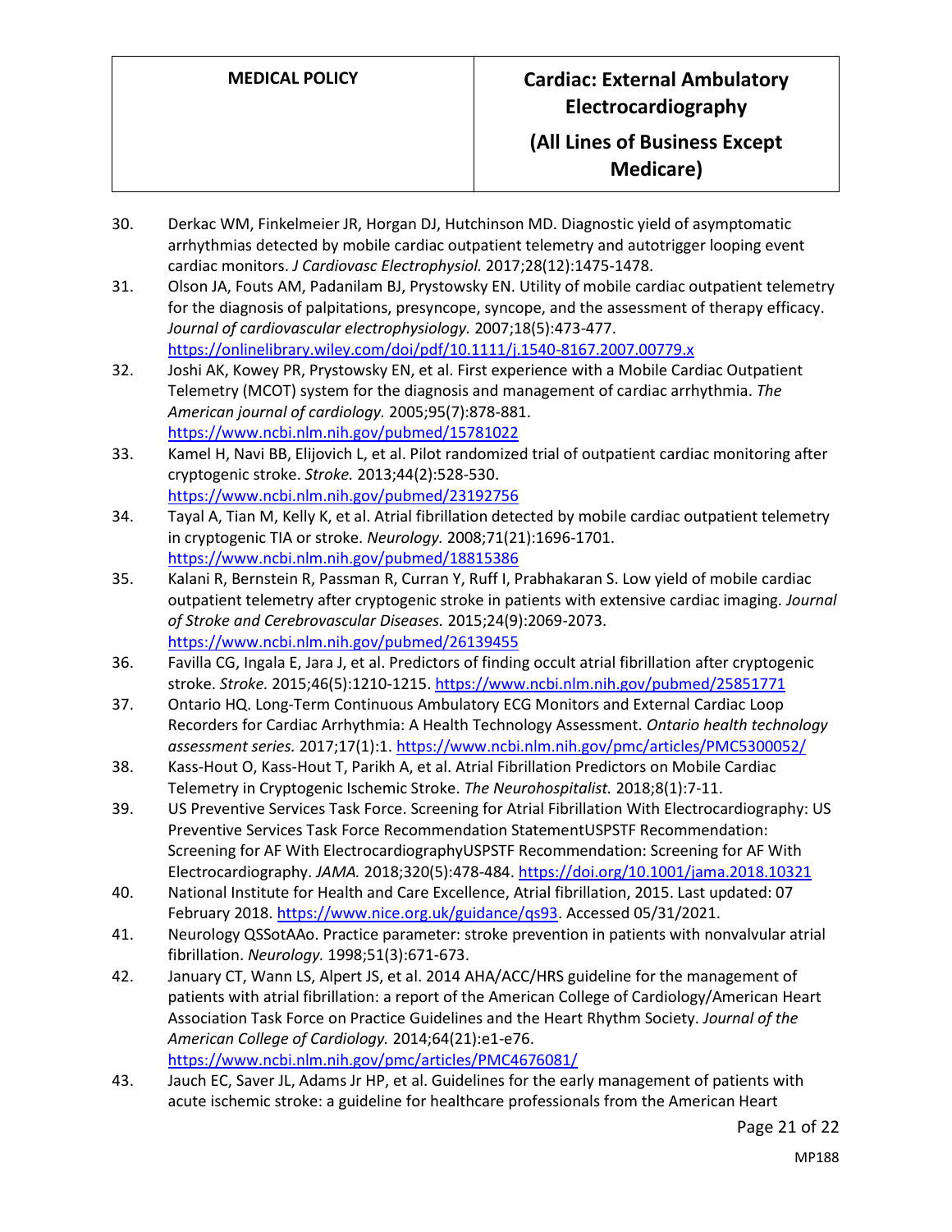30. Derkac WM, Finkelmeier JR, Horgan DJ, Hutchinson MD. Diagnostic yield of asymptomatic arrhythmias detected by mobile cardiac outpatient telemetry and autotrigger looping event cardiac monitors. *J Cardiovasc Electrophysiol.* 2017;28(12):1475-1478.
31. Olson JA, Fouts AM, Padanilam BJ, Prystowsky EN. Utility of mobile cardiac outpatient telemetry for the diagnosis of palpitations, presyncope, syncope, and the assessment of therapy efficacy. *Journal of cardiovascular electrophysiology.* 2007;18(5):473-477. https://onlinelibrary.wiley.com/doi/pdf/10.1111/j.1540-8167.2007.00779.x
32. Joshi AK, Kowey PR, Prystowsky EN, et al. First experience with a Mobile Cardiac Outpatient Telemetry (MCOT) system for the diagnosis and management of cardiac arrhythmia. *The American journal of cardiology.* 2005;95(7):878-881. https://www.ncbi.nlm.nih.gov/pubmed/15781022
33. Kamel H, Navi BB, Elijovich L, et al. Pilot randomized trial of outpatient cardiac monitoring after cryptogenic stroke. *Stroke.* 2013;44(2):528-530. https://www.ncbi.nlm.nih.gov/pubmed/23192756
34. Tayal A, Tian M, Kelly K, et al. Atrial fibrillation detected by mobile cardiac outpatient telemetry in cryptogenic TIA or stroke. *Neurology.* 2008;71(21):1696-1701. https://www.ncbi.nlm.nih.gov/pubmed/18815386
35. Kalani R, Bernstein R, Passman R, Curran Y, Ruff I, Prabhakaran S. Low yield of mobile cardiac outpatient telemetry after cryptogenic stroke in patients with extensive cardiac imaging. *Journal of Stroke and Cerebrovascular Diseases.* 2015;24(9):2069-2073. https://www.ncbi.nlm.nih.gov/pubmed/26139455
36. Favilla CG, Ingala E, Jara J, et al. Predictors of finding occult atrial fibrillation after cryptogenic stroke. *Stroke.* 2015;46(5):1210-1215. https://www.ncbi.nlm.nih.gov/pubmed/25851771
37. Ontario HQ. Long-Term Continuous Ambulatory ECG Monitors and External Cardiac Loop Recorders for Cardiac Arrhythmia: A Health Technology Assessment. *Ontario health technology assessment series.* 2017;17(1):1. https://www.ncbi.nlm.nih.gov/pmc/articles/PMC5300052/
38. Kass-Hout O, Kass-Hout T, Parikh A, et al. Atrial Fibrillation Predictors on Mobile Cardiac Telemetry in Cryptogenic Ischemic Stroke. *The Neurohospitalist.* 2018;8(1):7-11.
39. US Preventive Services Task Force. Screening for Atrial Fibrillation With Electrocardiography: US Preventive Services Task Force Recommendation StatementUSPSTF Recommendation: Screening for AF With ElectrocardiographyUSPSTF Recommendation: Screening for AF With Electrocardiography. *JAMA.* 2018;320(5):478-484. https://doi.org/10.1001/jama.2018.10321
40. National Institute for Health and Care Excellence, Atrial fibrillation, 2015. Last updated: 07 February 2018. https://www.nice.org.uk/guidance/qs93. Accessed 05/31/2021.
41. Neurology QSSotAAo. Practice parameter: stroke prevention in patients with nonvalvular atrial fibrillation. *Neurology.* 1998;51(3):671-673.
42. January CT, Wann LS, Alpert JS, et al. 2014 AHA/ACC/HRS guideline for the management of patients with atrial fibrillation: a report of the American College of Cardiology/American Heart Association Task Force on Practice Guidelines and the Heart Rhythm Society. *Journal of the American College of Cardiology.* 2014;64(21):e1-e76. https://www.ncbi.nlm.nih.gov/pmc/articles/PMC4676081/
43. Jauch EC, Saver JL, Adams Jr HP, et al. Guidelines for the early management of patients with acute ischemic stroke: a guideline for healthcare professionals from the American Heart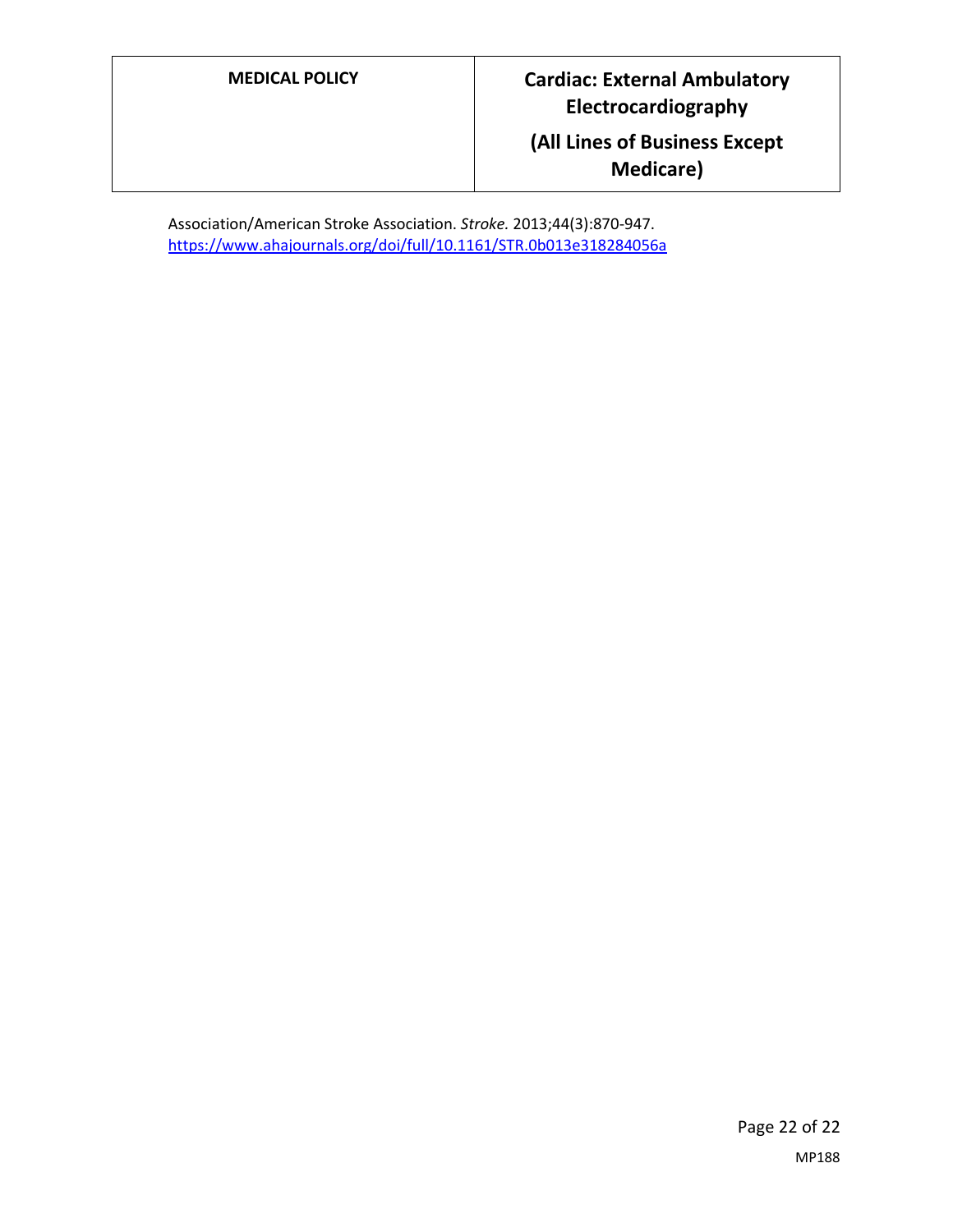Association/American Stroke Association. *Stroke.* 2013;44(3):870-947. https://www.ahajournals.org/doi/full/10.1161/STR.0b013e318284056a